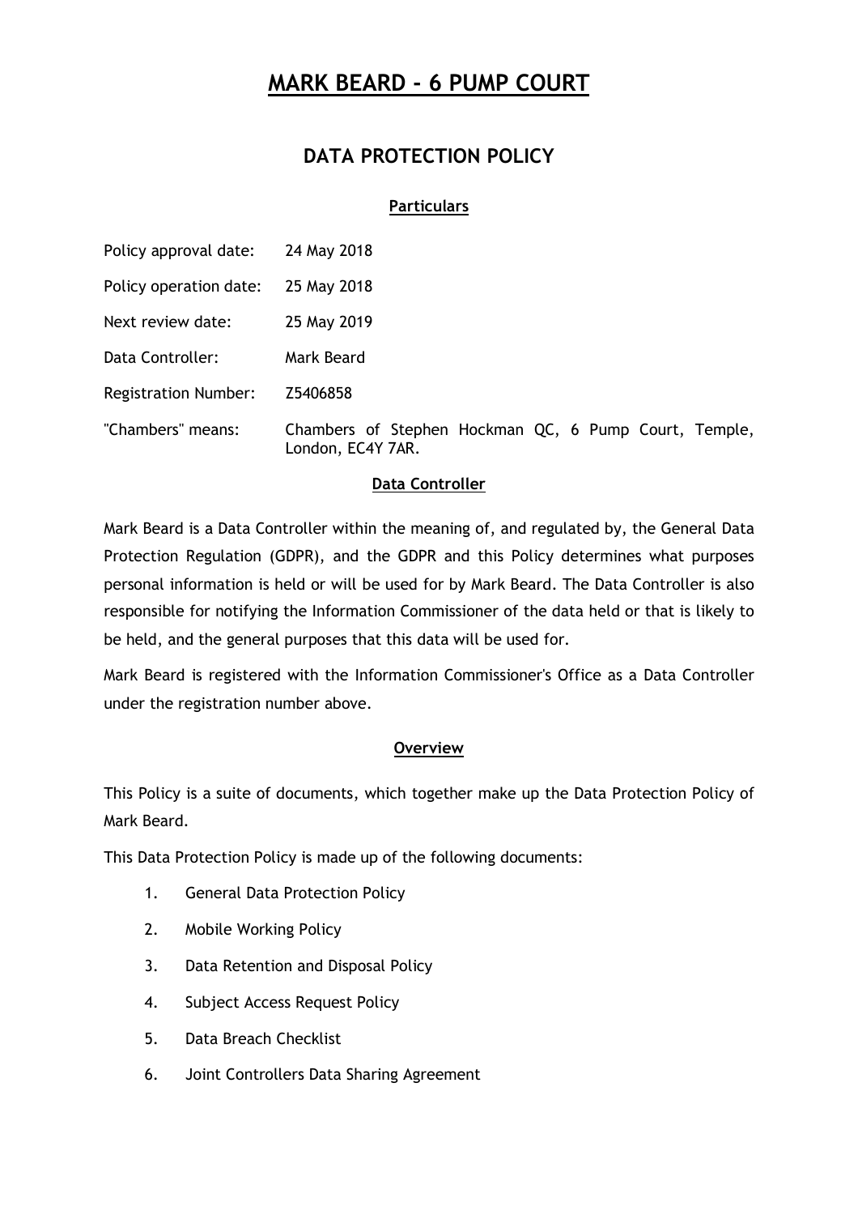# MARK BEARD - 6 PUMP COURT

## DATA PROTECTION POLICY

### Particulars

| | |
|---|---|
| Policy approval date: | 24 May 2018 |
| Policy operation date: | 25 May 2018 |
| Next review date: | 25 May 2019 |
| Data Controller: | Mark Beard |
| Registration Number: | Z5406858 |
| "Chambers" means: | Chambers of Stephen Hockman QC, 6 Pump Court, Temple, London, EC4Y 7AR. |

### Data Controller

Mark Beard is a Data Controller within the meaning of, and regulated by, the General Data Protection Regulation (GDPR), and the GDPR and this Policy determines what purposes personal information is held or will be used for by Mark Beard. The Data Controller is also responsible for notifying the Information Commissioner of the data held or that is likely to be held, and the general purposes that this data will be used for.

Mark Beard is registered with the Information Commissioner's Office as a Data Controller under the registration number above.

### Overview

This Policy is a suite of documents, which together make up the Data Protection Policy of Mark Beard.

This Data Protection Policy is made up of the following documents:

1. General Data Protection Policy
2. Mobile Working Policy
3. Data Retention and Disposal Policy
4. Subject Access Request Policy
5. Data Breach Checklist
6. Joint Controllers Data Sharing Agreement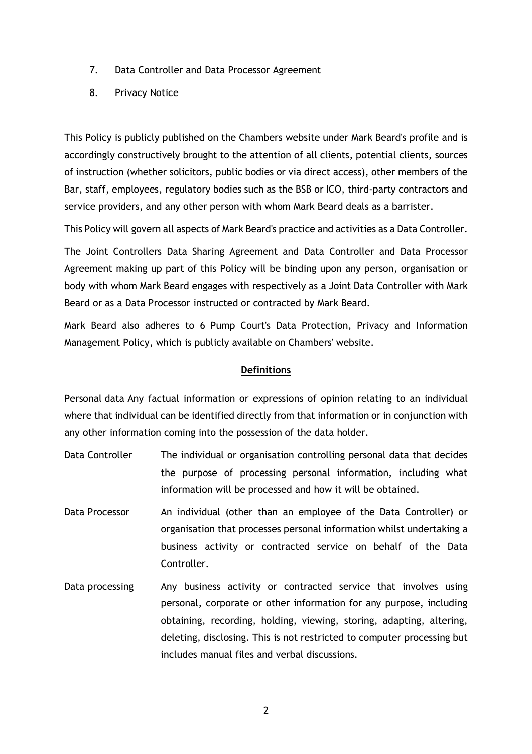7. Data Controller and Data Processor Agreement
8. Privacy Notice

This Policy is publicly published on the Chambers website under Mark Beard's profile and is accordingly constructively brought to the attention of all clients, potential clients, sources of instruction (whether solicitors, public bodies or via direct access), other members of the Bar, staff, employees, regulatory bodies such as the BSB or ICO, third-party contractors and service providers, and any other person with whom Mark Beard deals as a barrister.

This Policy will govern all aspects of Mark Beard's practice and activities as a Data Controller.

The Joint Controllers Data Sharing Agreement and Data Controller and Data Processor Agreement making up part of this Policy will be binding upon any person, organisation or body with whom Mark Beard engages with respectively as a Joint Data Controller with Mark Beard or as a Data Processor instructed or contracted by Mark Beard.

Mark Beard also adheres to 6 Pump Court's Data Protection, Privacy and Information Management Policy, which is publicly available on Chambers' website.

## Definitions

Personal data Any factual information or expressions of opinion relating to an individual where that individual can be identified directly from that information or in conjunction with any other information coming into the possession of the data holder.

| | |
|---|---|
| Data Controller | The individual or organisation controlling personal data that decides the purpose of processing personal information, including what information will be processed and how it will be obtained. |
| Data Processor | An individual (other than an employee of the Data Controller) or organisation that processes personal information whilst undertaking a business activity or contracted service on behalf of the Data Controller. |
| Data processing | Any business activity or contracted service that involves using personal, corporate or other information for any purpose, including obtaining, recording, holding, viewing, storing, adapting, altering, deleting, disclosing. This is not restricted to computer processing but includes manual files and verbal discussions. |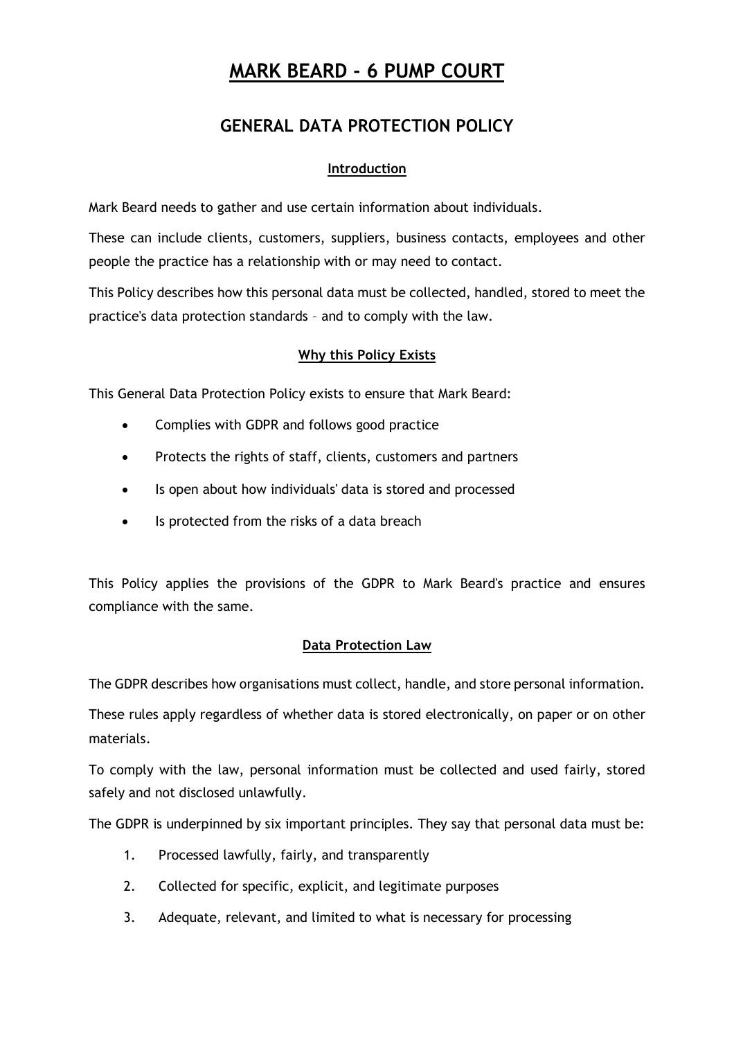# MARK BEARD - 6 PUMP COURT

## GENERAL DATA PROTECTION POLICY

### Introduction

Mark Beard needs to gather and use certain information about individuals.

These can include clients, customers, suppliers, business contacts, employees and other people the practice has a relationship with or may need to contact.

This Policy describes how this personal data must be collected, handled, stored to meet the practice's data protection standards – and to comply with the law.

### Why this Policy Exists

This General Data Protection Policy exists to ensure that Mark Beard:

- Complies with GDPR and follows good practice
- Protects the rights of staff, clients, customers and partners
- Is open about how individuals' data is stored and processed
- Is protected from the risks of a data breach

This Policy applies the provisions of the GDPR to Mark Beard's practice and ensures compliance with the same.

### Data Protection Law

The GDPR describes how organisations must collect, handle, and store personal information.

These rules apply regardless of whether data is stored electronically, on paper or on other materials.

To comply with the law, personal information must be collected and used fairly, stored safely and not disclosed unlawfully.

The GDPR is underpinned by six important principles. They say that personal data must be:

1. Processed lawfully, fairly, and transparently
2. Collected for specific, explicit, and legitimate purposes
3. Adequate, relevant, and limited to what is necessary for processing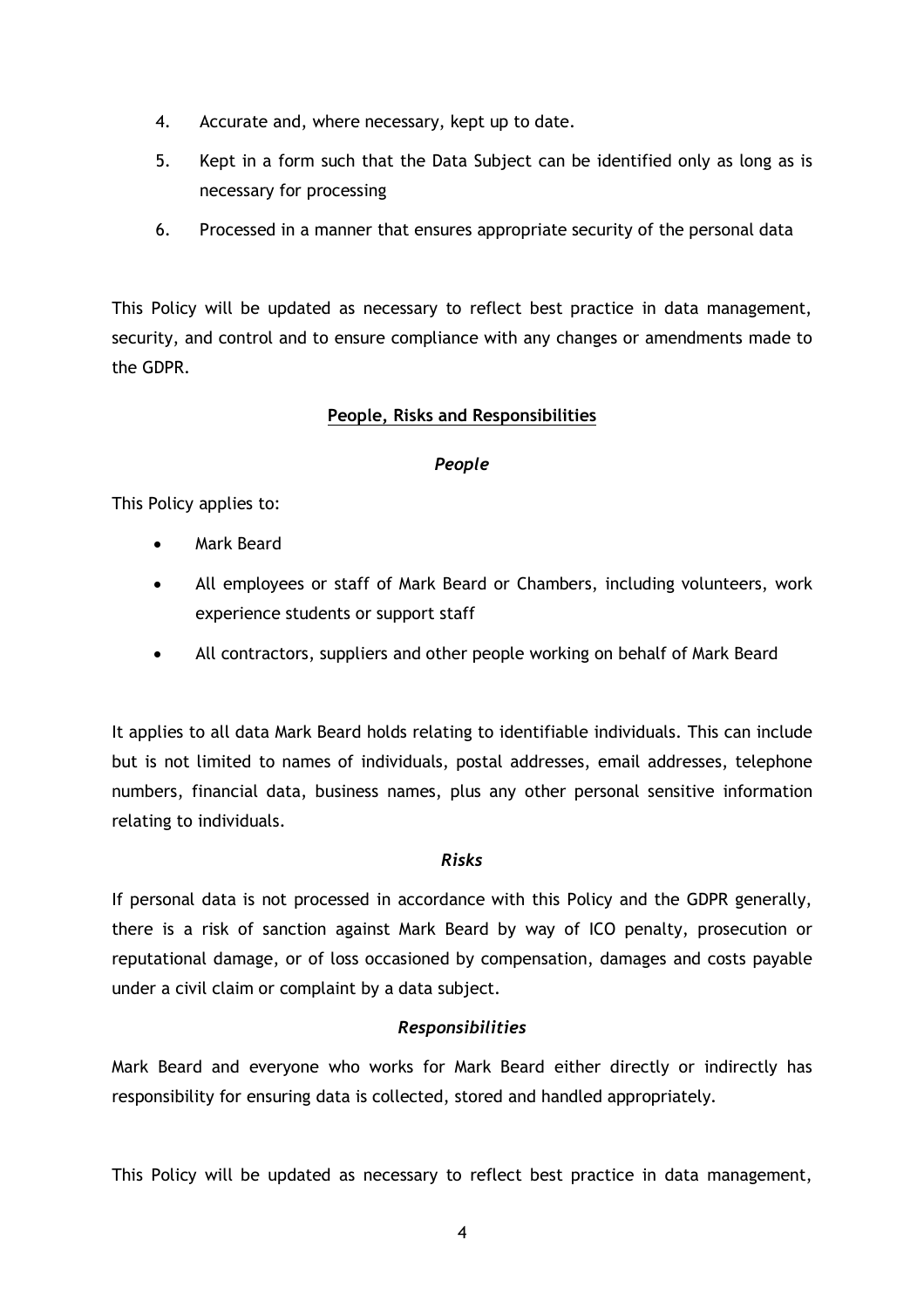4. Accurate and, where necessary, kept up to date.
5. Kept in a form such that the Data Subject can be identified only as long as is necessary for processing
6. Processed in a manner that ensures appropriate security of the personal data

This Policy will be updated as necessary to reflect best practice in data management, security, and control and to ensure compliance with any changes or amendments made to the GDPR.

**People, Risks and Responsibilities**

***People***

This Policy applies to:

- Mark Beard
- All employees or staff of Mark Beard or Chambers, including volunteers, work experience students or support staff
- All contractors, suppliers and other people working on behalf of Mark Beard

It applies to all data Mark Beard holds relating to identifiable individuals. This can include but is not limited to names of individuals, postal addresses, email addresses, telephone numbers, financial data, business names, plus any other personal sensitive information relating to individuals.

***Risks***

If personal data is not processed in accordance with this Policy and the GDPR generally, there is a risk of sanction against Mark Beard by way of ICO penalty, prosecution or reputational damage, or of loss occasioned by compensation, damages and costs payable under a civil claim or complaint by a data subject.

***Responsibilities***

Mark Beard and everyone who works for Mark Beard either directly or indirectly has responsibility for ensuring data is collected, stored and handled appropriately.

This Policy will be updated as necessary to reflect best practice in data management,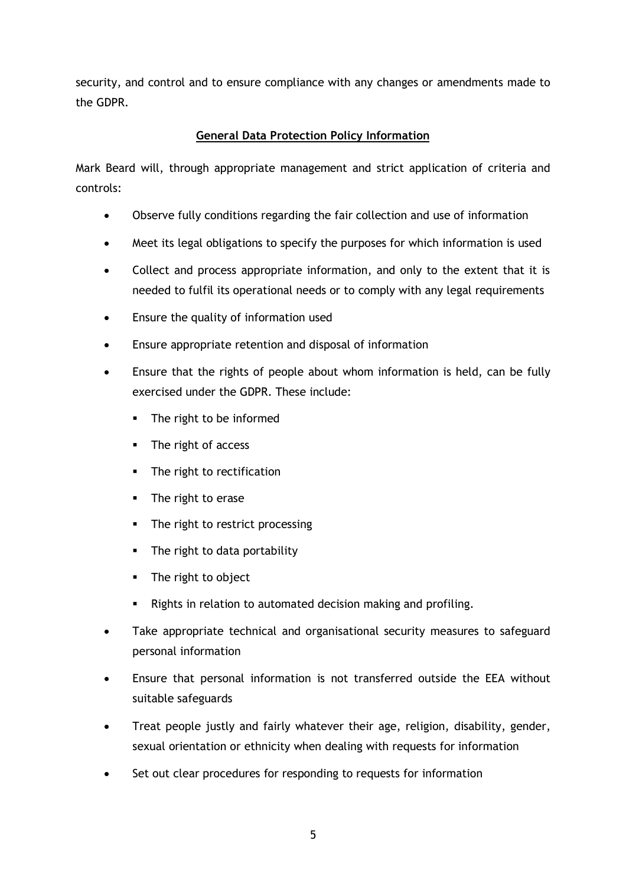security, and control and to ensure compliance with any changes or amendments made to the GDPR.

## General Data Protection Policy Information

Mark Beard will, through appropriate management and strict application of criteria and controls:

- Observe fully conditions regarding the fair collection and use of information
- Meet its legal obligations to specify the purposes for which information is used
- Collect and process appropriate information, and only to the extent that it is needed to fulfil its operational needs or to comply with any legal requirements
- Ensure the quality of information used
- Ensure appropriate retention and disposal of information
- Ensure that the rights of people about whom information is held, can be fully exercised under the GDPR. These include:
    - The right to be informed
    - The right of access
    - The right to rectification
    - The right to erase
    - The right to restrict processing
    - The right to data portability
    - The right to object
    - Rights in relation to automated decision making and profiling.
- Take appropriate technical and organisational security measures to safeguard personal information
- Ensure that personal information is not transferred outside the EEA without suitable safeguards
- Treat people justly and fairly whatever their age, religion, disability, gender, sexual orientation or ethnicity when dealing with requests for information
- Set out clear procedures for responding to requests for information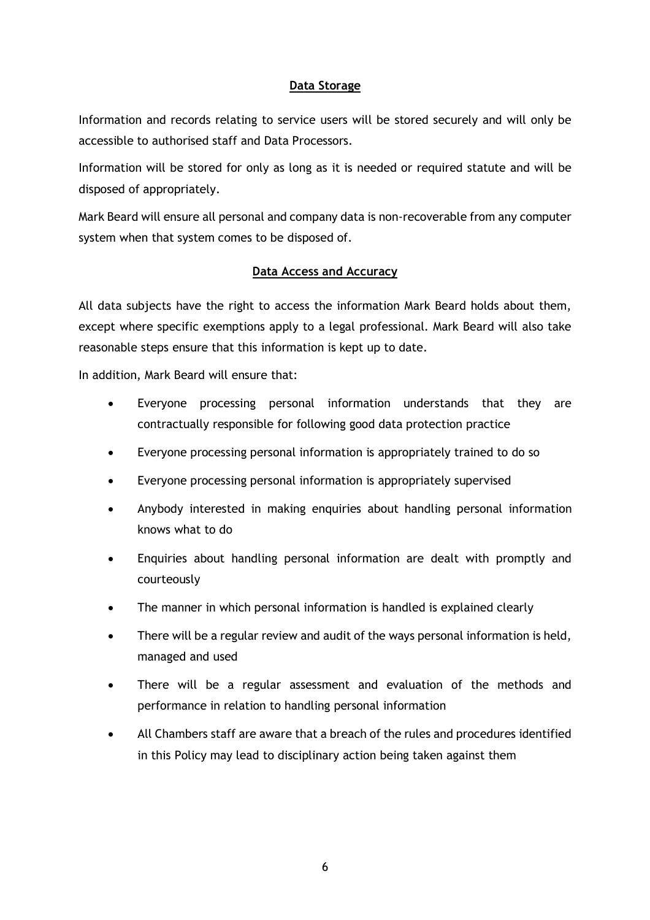## Data Storage

Information and records relating to service users will be stored securely and will only be accessible to authorised staff and Data Processors.

Information will be stored for only as long as it is needed or required statute and will be disposed of appropriately.

Mark Beard will ensure all personal and company data is non-recoverable from any computer system when that system comes to be disposed of.

## Data Access and Accuracy

All data subjects have the right to access the information Mark Beard holds about them, except where specific exemptions apply to a legal professional. Mark Beard will also take reasonable steps ensure that this information is kept up to date.

In addition, Mark Beard will ensure that:

- Everyone processing personal information understands that they are contractually responsible for following good data protection practice
- Everyone processing personal information is appropriately trained to do so
- Everyone processing personal information is appropriately supervised
- Anybody interested in making enquiries about handling personal information knows what to do
- Enquiries about handling personal information are dealt with promptly and courteously
- The manner in which personal information is handled is explained clearly
- There will be a regular review and audit of the ways personal information is held, managed and used
- There will be a regular assessment and evaluation of the methods and performance in relation to handling personal information
- All Chambers staff are aware that a breach of the rules and procedures identified in this Policy may lead to disciplinary action being taken against them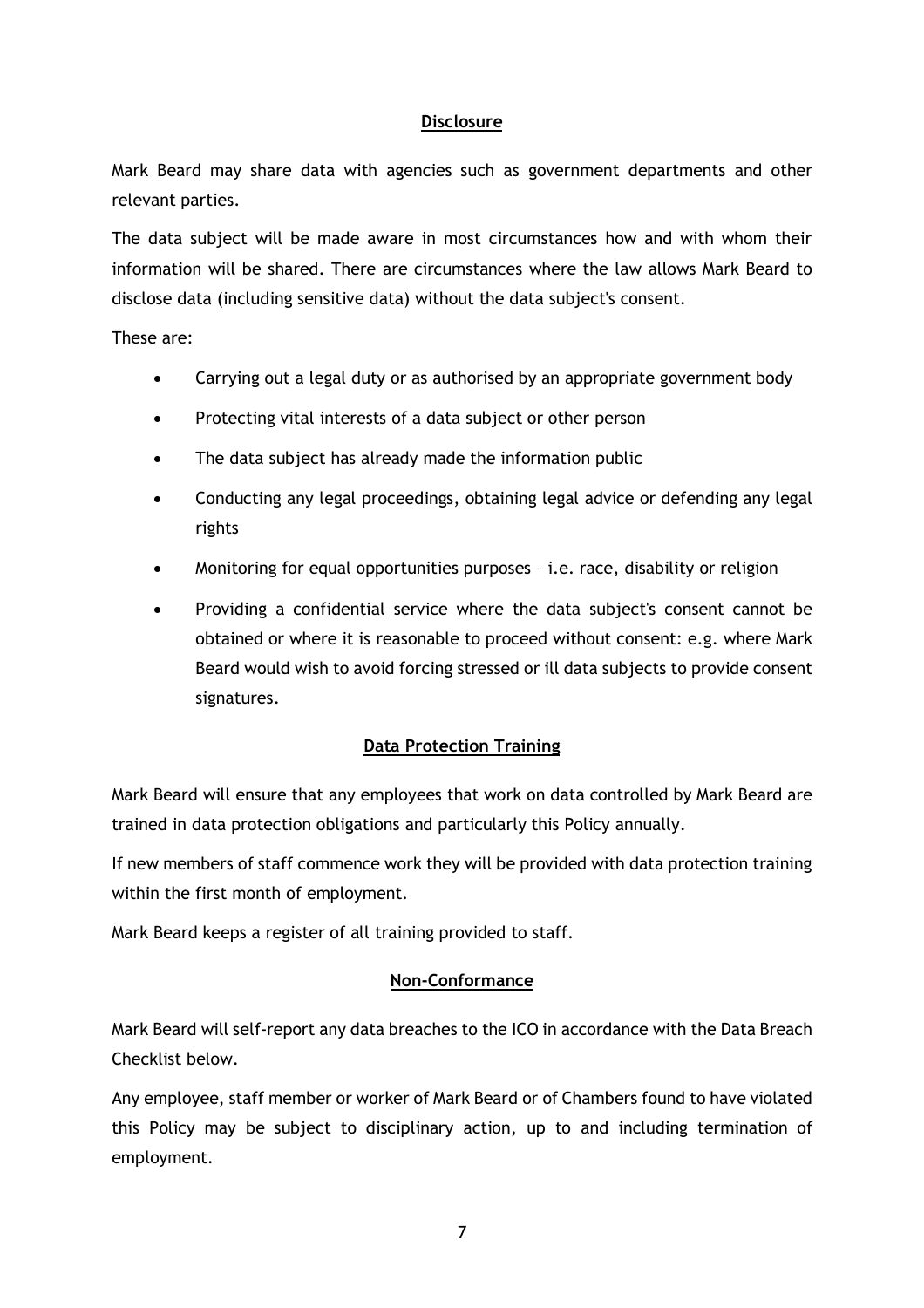## Disclosure

Mark Beard may share data with agencies such as government departments and other relevant parties.

The data subject will be made aware in most circumstances how and with whom their information will be shared. There are circumstances where the law allows Mark Beard to disclose data (including sensitive data) without the data subject's consent.

These are:

- Carrying out a legal duty or as authorised by an appropriate government body
- Protecting vital interests of a data subject or other person
- The data subject has already made the information public
- Conducting any legal proceedings, obtaining legal advice or defending any legal rights
- Monitoring for equal opportunities purposes – i.e. race, disability or religion
- Providing a confidential service where the data subject's consent cannot be obtained or where it is reasonable to proceed without consent: e.g. where Mark Beard would wish to avoid forcing stressed or ill data subjects to provide consent signatures.

## Data Protection Training

Mark Beard will ensure that any employees that work on data controlled by Mark Beard are trained in data protection obligations and particularly this Policy annually.

If new members of staff commence work they will be provided with data protection training within the first month of employment.

Mark Beard keeps a register of all training provided to staff.

## Non-Conformance

Mark Beard will self-report any data breaches to the ICO in accordance with the Data Breach Checklist below.

Any employee, staff member or worker of Mark Beard or of Chambers found to have violated this Policy may be subject to disciplinary action, up to and including termination of employment.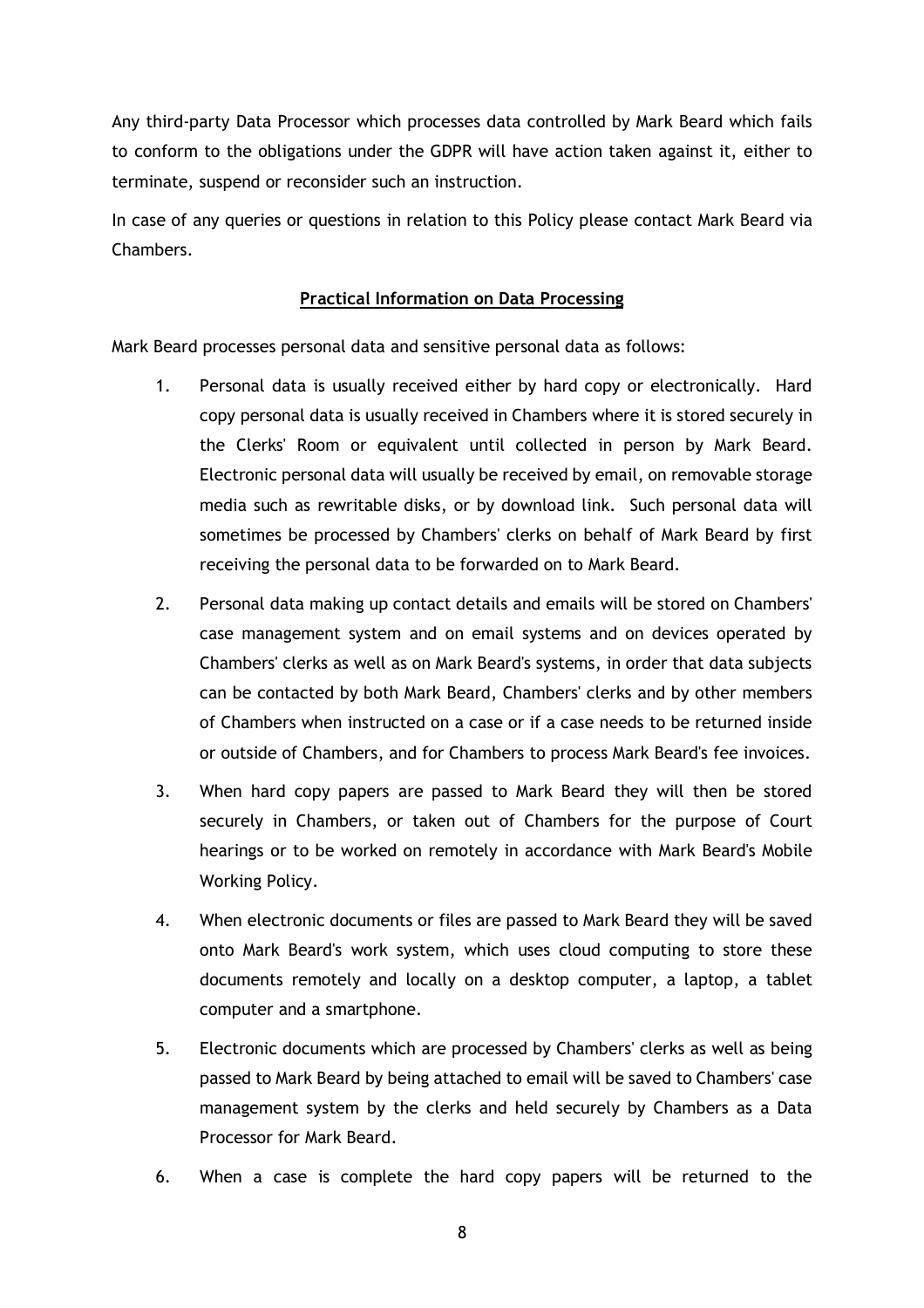Any third-party Data Processor which processes data controlled by Mark Beard which fails to conform to the obligations under the GDPR will have action taken against it, either to terminate, suspend or reconsider such an instruction.

In case of any queries or questions in relation to this Policy please contact Mark Beard via Chambers.

## Practical Information on Data Processing

Mark Beard processes personal data and sensitive personal data as follows:

1. Personal data is usually received either by hard copy or electronically. Hard copy personal data is usually received in Chambers where it is stored securely in the Clerks' Room or equivalent until collected in person by Mark Beard. Electronic personal data will usually be received by email, on removable storage media such as rewritable disks, or by download link. Such personal data will sometimes be processed by Chambers' clerks on behalf of Mark Beard by first receiving the personal data to be forwarded on to Mark Beard.

2. Personal data making up contact details and emails will be stored on Chambers' case management system and on email systems and on devices operated by Chambers' clerks as well as on Mark Beard's systems, in order that data subjects can be contacted by both Mark Beard, Chambers' clerks and by other members of Chambers when instructed on a case or if a case needs to be returned inside or outside of Chambers, and for Chambers to process Mark Beard's fee invoices.

3. When hard copy papers are passed to Mark Beard they will then be stored securely in Chambers, or taken out of Chambers for the purpose of Court hearings or to be worked on remotely in accordance with Mark Beard's Mobile Working Policy.

4. When electronic documents or files are passed to Mark Beard they will be saved onto Mark Beard's work system, which uses cloud computing to store these documents remotely and locally on a desktop computer, a laptop, a tablet computer and a smartphone.

5. Electronic documents which are processed by Chambers' clerks as well as being passed to Mark Beard by being attached to email will be saved to Chambers' case management system by the clerks and held securely by Chambers as a Data Processor for Mark Beard.

6. When a case is complete the hard copy papers will be returned to the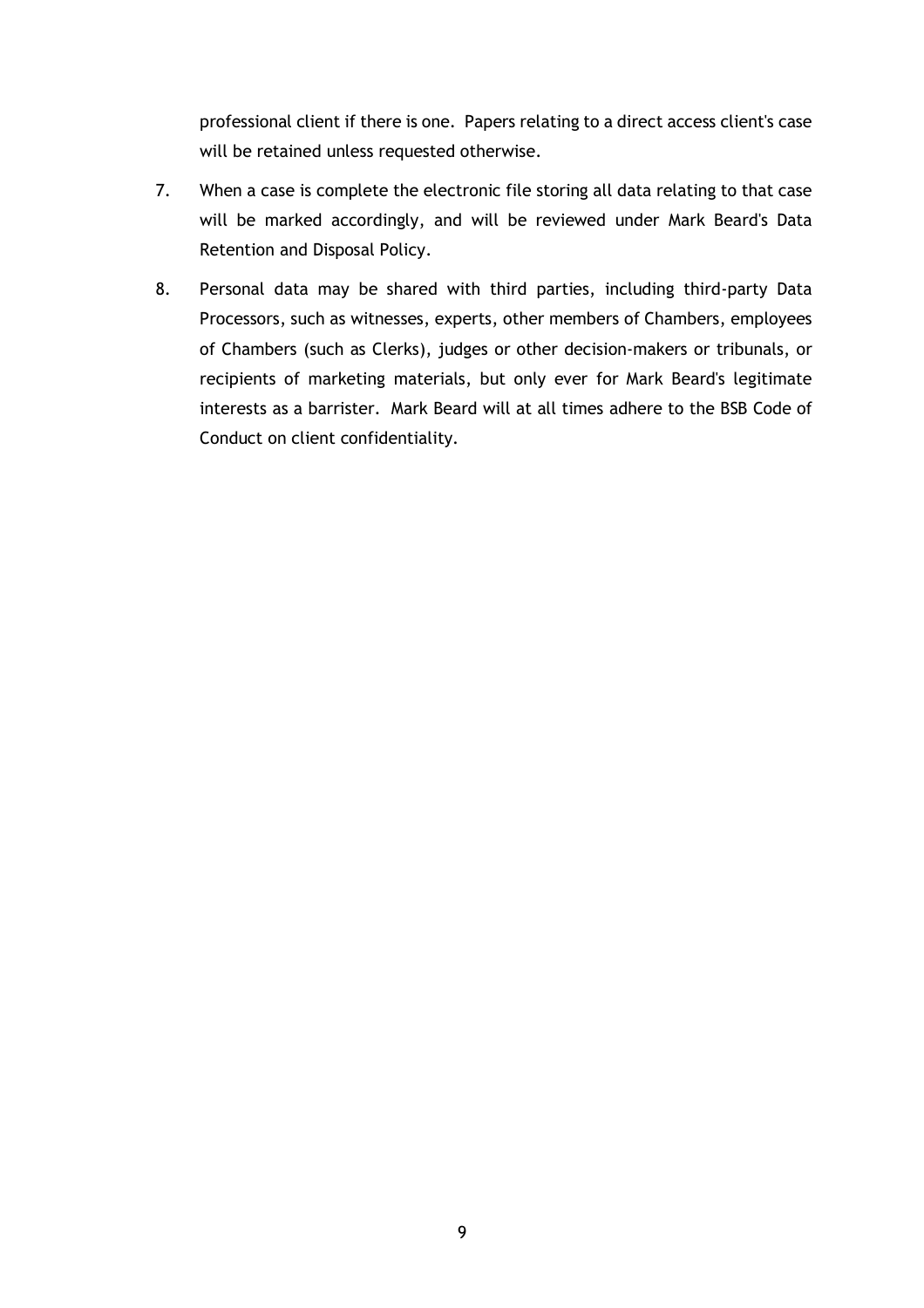professional client if there is one. Papers relating to a direct access client's case will be retained unless requested otherwise.

7. When a case is complete the electronic file storing all data relating to that case will be marked accordingly, and will be reviewed under Mark Beard's Data Retention and Disposal Policy.

8. Personal data may be shared with third parties, including third-party Data Processors, such as witnesses, experts, other members of Chambers, employees of Chambers (such as Clerks), judges or other decision-makers or tribunals, or recipients of marketing materials, but only ever for Mark Beard's legitimate interests as a barrister. Mark Beard will at all times adhere to the BSB Code of Conduct on client confidentiality.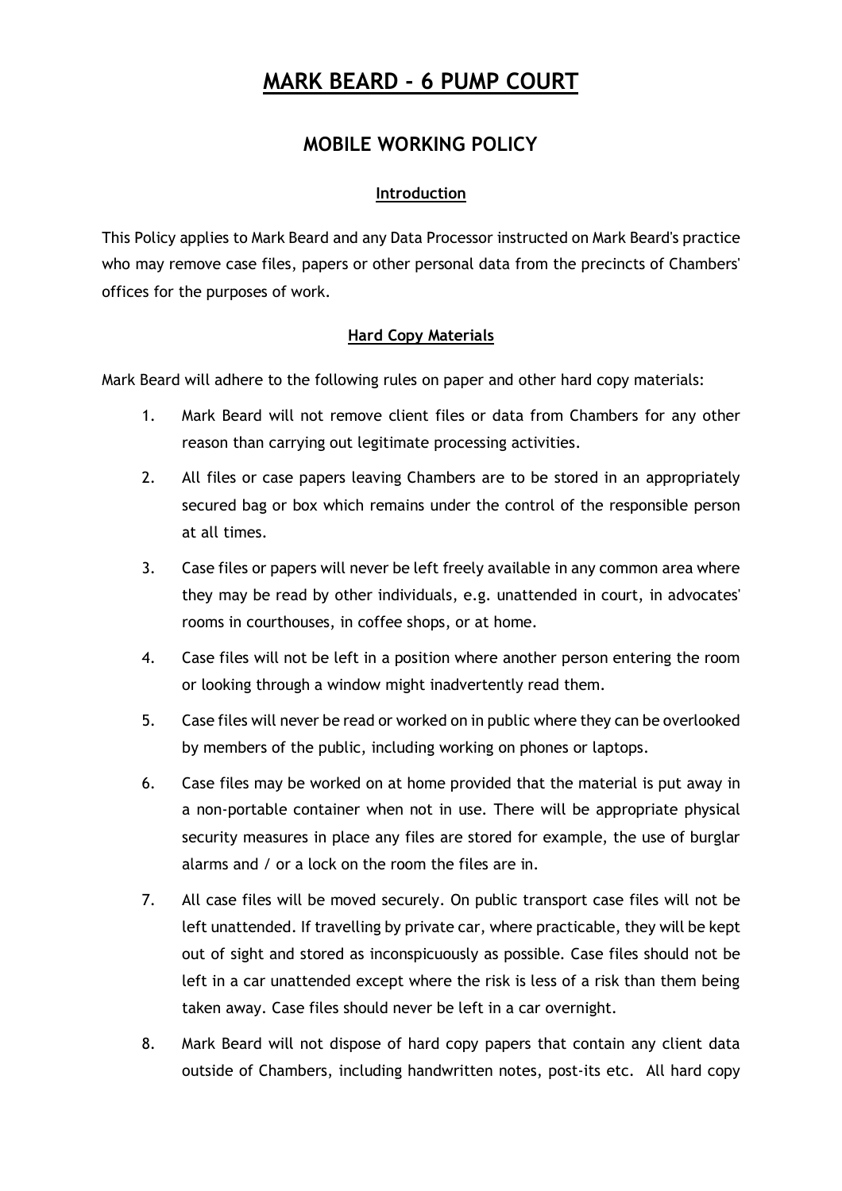# MARK BEARD - 6 PUMP COURT

## MOBILE WORKING POLICY

### Introduction

This Policy applies to Mark Beard and any Data Processor instructed on Mark Beard's practice who may remove case files, papers or other personal data from the precincts of Chambers' offices for the purposes of work.

### Hard Copy Materials

Mark Beard will adhere to the following rules on paper and other hard copy materials:

1. Mark Beard will not remove client files or data from Chambers for any other reason than carrying out legitimate processing activities.
2. All files or case papers leaving Chambers are to be stored in an appropriately secured bag or box which remains under the control of the responsible person at all times.
3. Case files or papers will never be left freely available in any common area where they may be read by other individuals, e.g. unattended in court, in advocates' rooms in courthouses, in coffee shops, or at home.
4. Case files will not be left in a position where another person entering the room or looking through a window might inadvertently read them.
5. Case files will never be read or worked on in public where they can be overlooked by members of the public, including working on phones or laptops.
6. Case files may be worked on at home provided that the material is put away in a non-portable container when not in use. There will be appropriate physical security measures in place any files are stored for example, the use of burglar alarms and / or a lock on the room the files are in.
7. All case files will be moved securely. On public transport case files will not be left unattended. If travelling by private car, where practicable, they will be kept out of sight and stored as inconspicuously as possible. Case files should not be left in a car unattended except where the risk is less of a risk than them being taken away. Case files should never be left in a car overnight.
8. Mark Beard will not dispose of hard copy papers that contain any client data outside of Chambers, including handwritten notes, post-its etc. All hard copy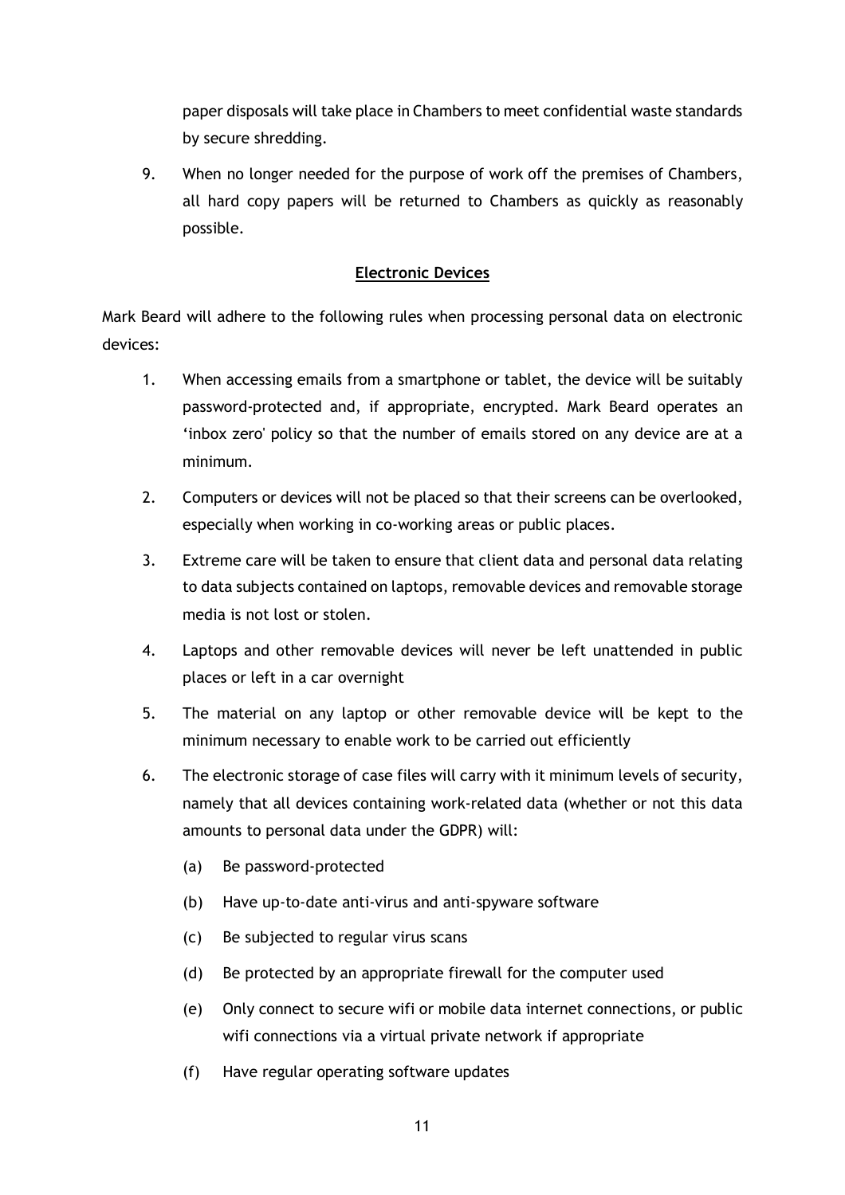paper disposals will take place in Chambers to meet confidential waste standards by secure shredding.

9. When no longer needed for the purpose of work off the premises of Chambers, all hard copy papers will be returned to Chambers as quickly as reasonably possible.

## Electronic Devices

Mark Beard will adhere to the following rules when processing personal data on electronic devices:

1. When accessing emails from a smartphone or tablet, the device will be suitably password-protected and, if appropriate, encrypted. Mark Beard operates an 'inbox zero' policy so that the number of emails stored on any device are at a minimum.
2. Computers or devices will not be placed so that their screens can be overlooked, especially when working in co-working areas or public places.
3. Extreme care will be taken to ensure that client data and personal data relating to data subjects contained on laptops, removable devices and removable storage media is not lost or stolen.
4. Laptops and other removable devices will never be left unattended in public places or left in a car overnight
5. The material on any laptop or other removable device will be kept to the minimum necessary to enable work to be carried out efficiently
6. The electronic storage of case files will carry with it minimum levels of security, namely that all devices containing work-related data (whether or not this data amounts to personal data under the GDPR) will:
   - (a) Be password-protected
   - (b) Have up-to-date anti-virus and anti-spyware software
   - (c) Be subjected to regular virus scans
   - (d) Be protected by an appropriate firewall for the computer used
   - (e) Only connect to secure wifi or mobile data internet connections, or public wifi connections via a virtual private network if appropriate
   - (f) Have regular operating software updates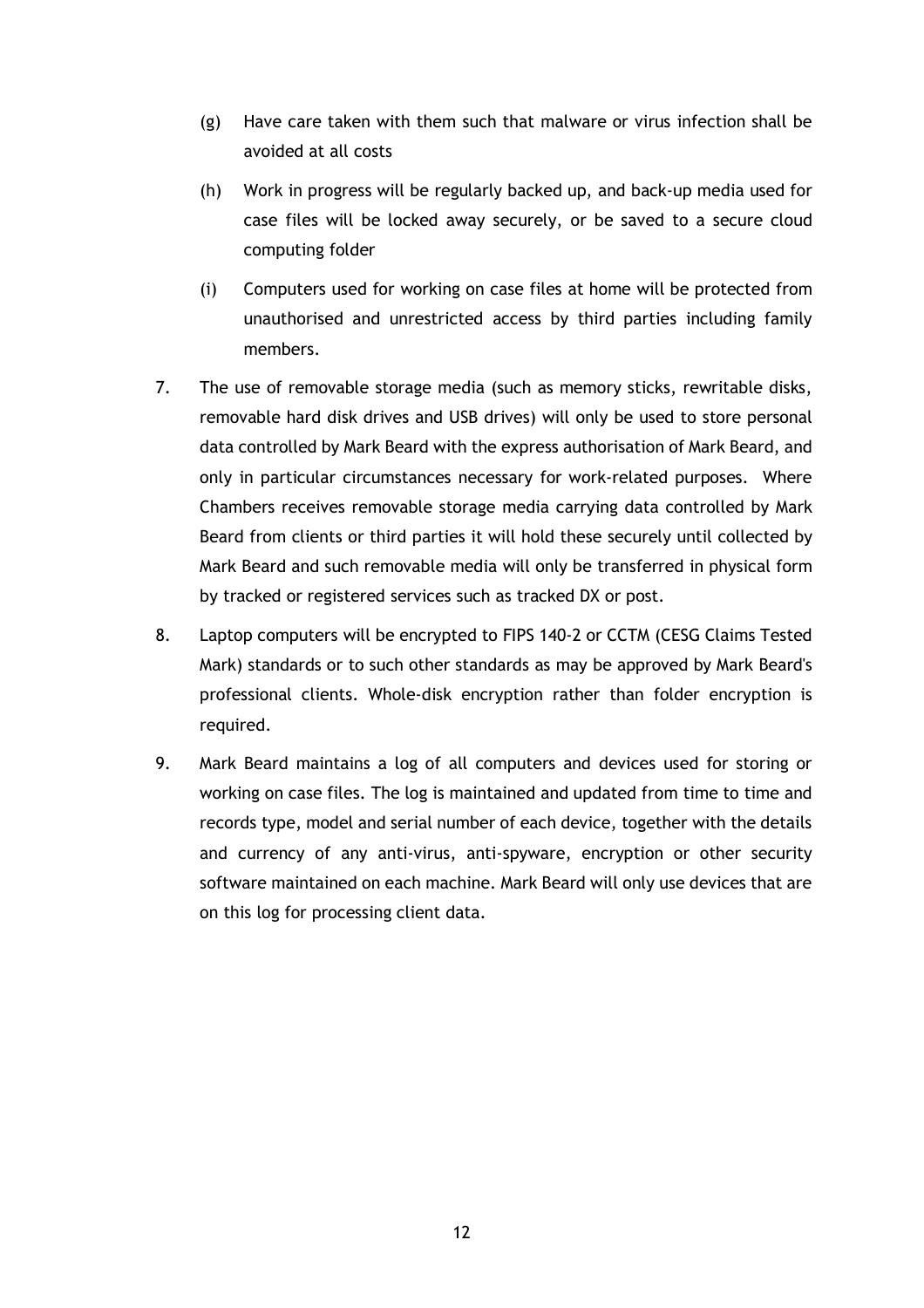(g) Have care taken with them such that malware or virus infection shall be avoided at all costs

(h) Work in progress will be regularly backed up, and back-up media used for case files will be locked away securely, or be saved to a secure cloud computing folder

(i) Computers used for working on case files at home will be protected from unauthorised and unrestricted access by third parties including family members.

7. The use of removable storage media (such as memory sticks, rewritable disks, removable hard disk drives and USB drives) will only be used to store personal data controlled by Mark Beard with the express authorisation of Mark Beard, and only in particular circumstances necessary for work-related purposes. Where Chambers receives removable storage media carrying data controlled by Mark Beard from clients or third parties it will hold these securely until collected by Mark Beard and such removable media will only be transferred in physical form by tracked or registered services such as tracked DX or post.

8. Laptop computers will be encrypted to FIPS 140-2 or CCTM (CESG Claims Tested Mark) standards or to such other standards as may be approved by Mark Beard's professional clients. Whole-disk encryption rather than folder encryption is required.

9. Mark Beard maintains a log of all computers and devices used for storing or working on case files. The log is maintained and updated from time to time and records type, model and serial number of each device, together with the details and currency of any anti-virus, anti-spyware, encryption or other security software maintained on each machine. Mark Beard will only use devices that are on this log for processing client data.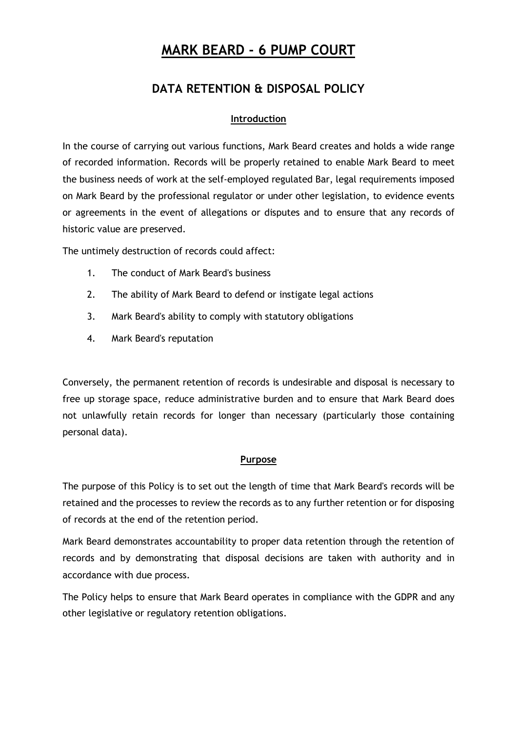# MARK BEARD - 6 PUMP COURT

## DATA RETENTION & DISPOSAL POLICY

### Introduction

In the course of carrying out various functions, Mark Beard creates and holds a wide range of recorded information. Records will be properly retained to enable Mark Beard to meet the business needs of work at the self-employed regulated Bar, legal requirements imposed on Mark Beard by the professional regulator or under other legislation, to evidence events or agreements in the event of allegations or disputes and to ensure that any records of historic value are preserved.

The untimely destruction of records could affect:

1. The conduct of Mark Beard's business
2. The ability of Mark Beard to defend or instigate legal actions
3. Mark Beard's ability to comply with statutory obligations
4. Mark Beard's reputation

Conversely, the permanent retention of records is undesirable and disposal is necessary to free up storage space, reduce administrative burden and to ensure that Mark Beard does not unlawfully retain records for longer than necessary (particularly those containing personal data).

### Purpose

The purpose of this Policy is to set out the length of time that Mark Beard's records will be retained and the processes to review the records as to any further retention or for disposing of records at the end of the retention period.

Mark Beard demonstrates accountability to proper data retention through the retention of records and by demonstrating that disposal decisions are taken with authority and in accordance with due process.

The Policy helps to ensure that Mark Beard operates in compliance with the GDPR and any other legislative or regulatory retention obligations.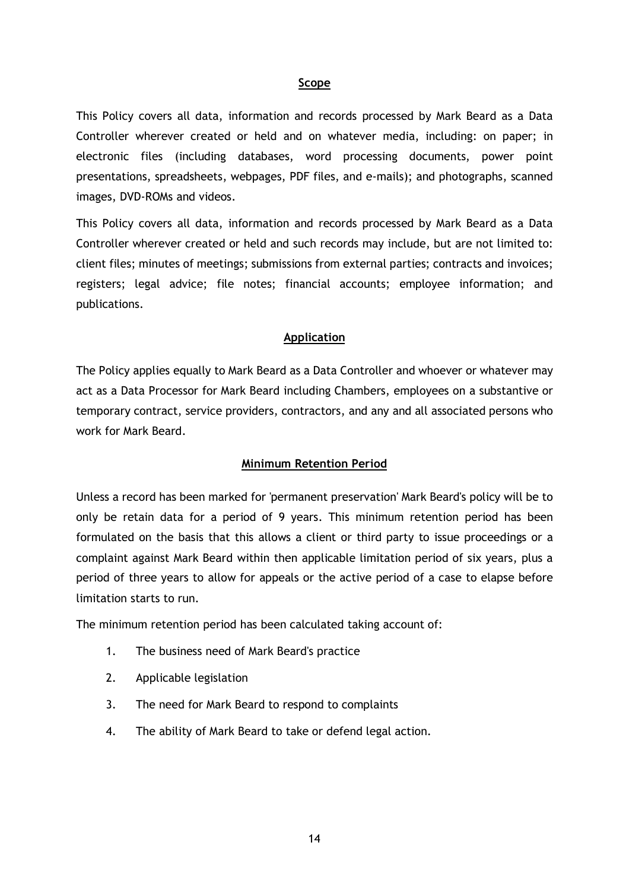## Scope

This Policy covers all data, information and records processed by Mark Beard as a Data Controller wherever created or held and on whatever media, including: on paper; in electronic files (including databases, word processing documents, power point presentations, spreadsheets, webpages, PDF files, and e-mails); and photographs, scanned images, DVD-ROMs and videos.

This Policy covers all data, information and records processed by Mark Beard as a Data Controller wherever created or held and such records may include, but are not limited to: client files; minutes of meetings; submissions from external parties; contracts and invoices; registers; legal advice; file notes; financial accounts; employee information; and publications.

## Application

The Policy applies equally to Mark Beard as a Data Controller and whoever or whatever may act as a Data Processor for Mark Beard including Chambers, employees on a substantive or temporary contract, service providers, contractors, and any and all associated persons who work for Mark Beard.

## Minimum Retention Period

Unless a record has been marked for 'permanent preservation' Mark Beard's policy will be to only be retain data for a period of 9 years. This minimum retention period has been formulated on the basis that this allows a client or third party to issue proceedings or a complaint against Mark Beard within then applicable limitation period of six years, plus a period of three years to allow for appeals or the active period of a case to elapse before limitation starts to run.

The minimum retention period has been calculated taking account of:

1. The business need of Mark Beard's practice
2. Applicable legislation
3. The need for Mark Beard to respond to complaints
4. The ability of Mark Beard to take or defend legal action.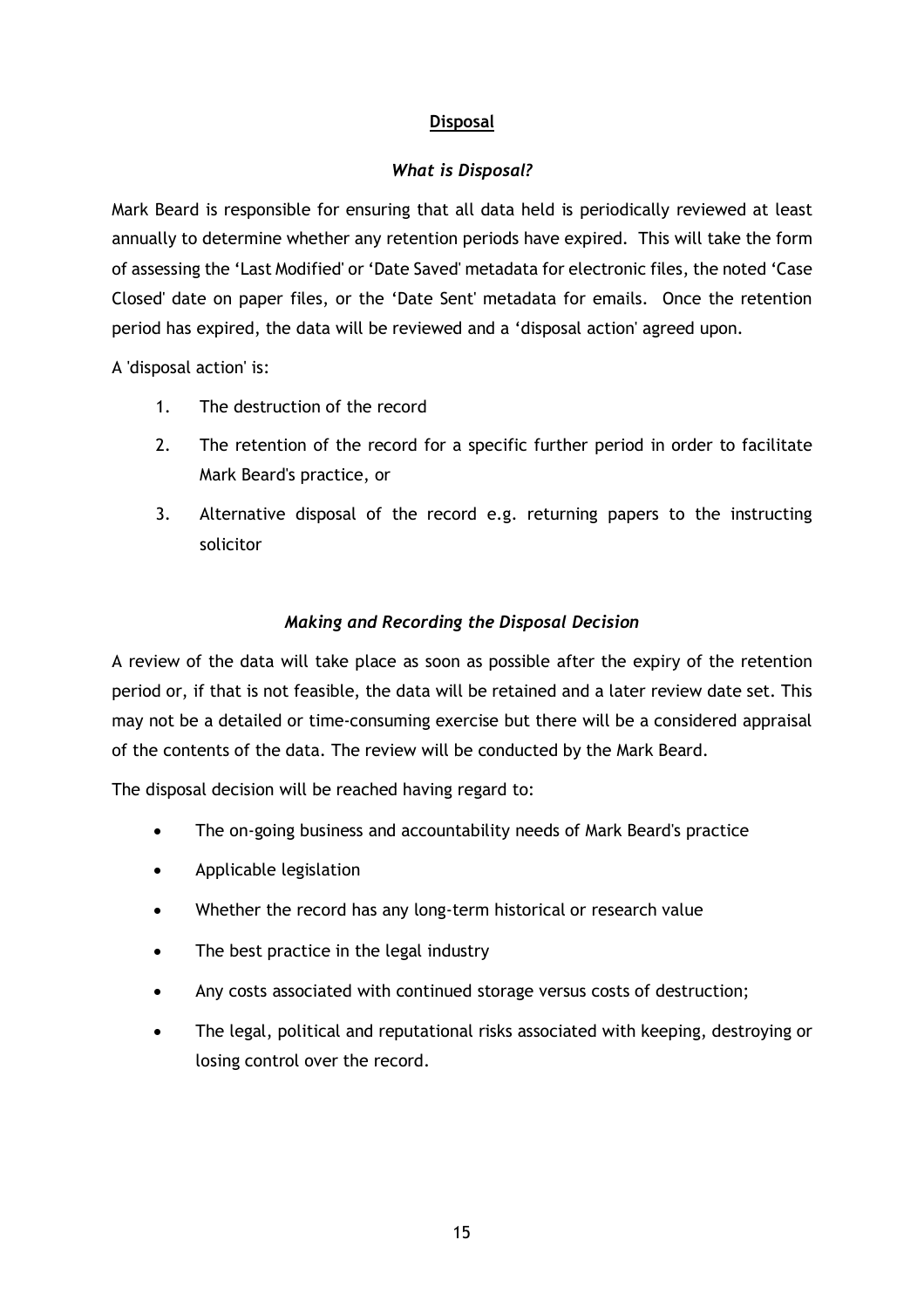## Disposal

### *What is Disposal?*

Mark Beard is responsible for ensuring that all data held is periodically reviewed at least annually to determine whether any retention periods have expired. This will take the form of assessing the 'Last Modified' or 'Date Saved' metadata for electronic files, the noted 'Case Closed' date on paper files, or the 'Date Sent' metadata for emails. Once the retention period has expired, the data will be reviewed and a 'disposal action' agreed upon.

A 'disposal action' is:

1. The destruction of the record
2. The retention of the record for a specific further period in order to facilitate Mark Beard's practice, or
3. Alternative disposal of the record e.g. returning papers to the instructing solicitor

### *Making and Recording the Disposal Decision*

A review of the data will take place as soon as possible after the expiry of the retention period or, if that is not feasible, the data will be retained and a later review date set. This may not be a detailed or time-consuming exercise but there will be a considered appraisal of the contents of the data. The review will be conducted by the Mark Beard.

The disposal decision will be reached having regard to:

- The on-going business and accountability needs of Mark Beard's practice
- Applicable legislation
- Whether the record has any long-term historical or research value
- The best practice in the legal industry
- Any costs associated with continued storage versus costs of destruction;
- The legal, political and reputational risks associated with keeping, destroying or losing control over the record.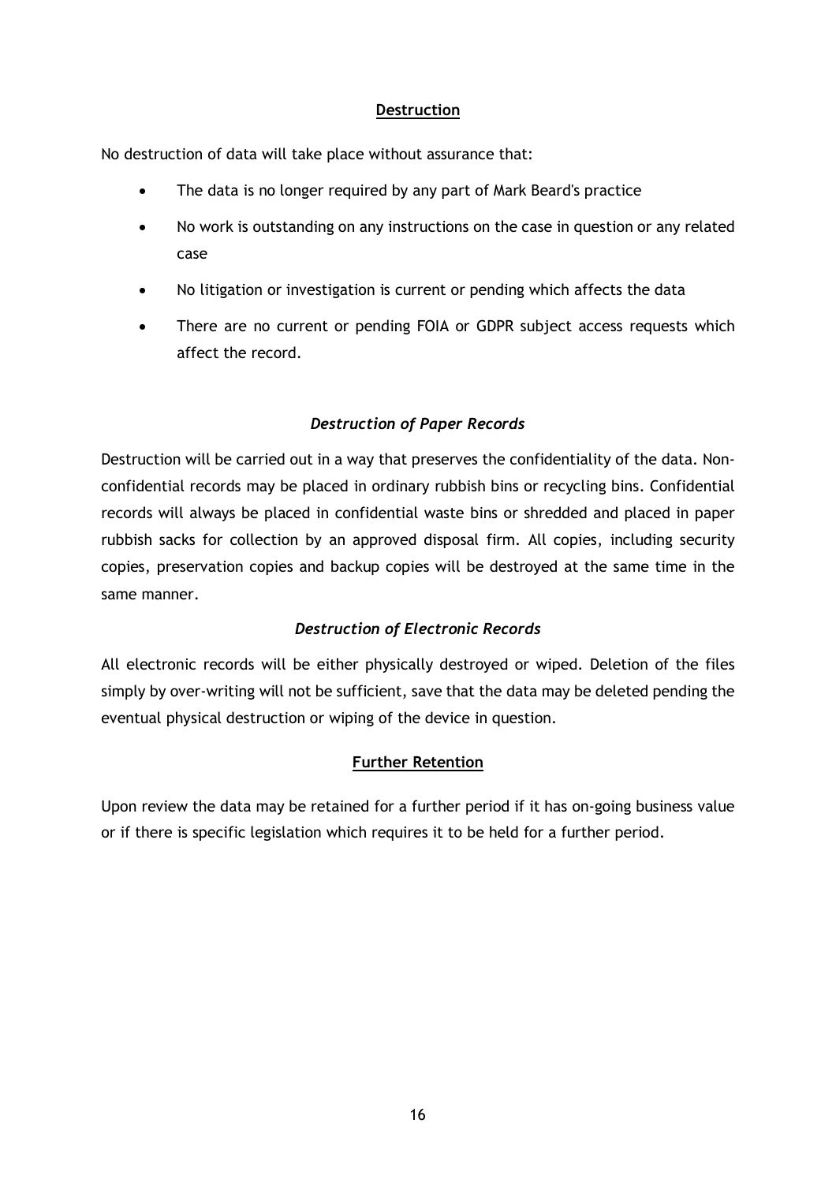## Destruction

No destruction of data will take place without assurance that:

- The data is no longer required by any part of Mark Beard's practice
- No work is outstanding on any instructions on the case in question or any related case
- No litigation or investigation is current or pending which affects the data
- There are no current or pending FOIA or GDPR subject access requests which affect the record.

### *Destruction of Paper Records*

Destruction will be carried out in a way that preserves the confidentiality of the data. Non-confidential records may be placed in ordinary rubbish bins or recycling bins. Confidential records will always be placed in confidential waste bins or shredded and placed in paper rubbish sacks for collection by an approved disposal firm. All copies, including security copies, preservation copies and backup copies will be destroyed at the same time in the same manner.

### *Destruction of Electronic Records*

All electronic records will be either physically destroyed or wiped. Deletion of the files simply by over-writing will not be sufficient, save that the data may be deleted pending the eventual physical destruction or wiping of the device in question.

## Further Retention

Upon review the data may be retained for a further period if it has on-going business value or if there is specific legislation which requires it to be held for a further period.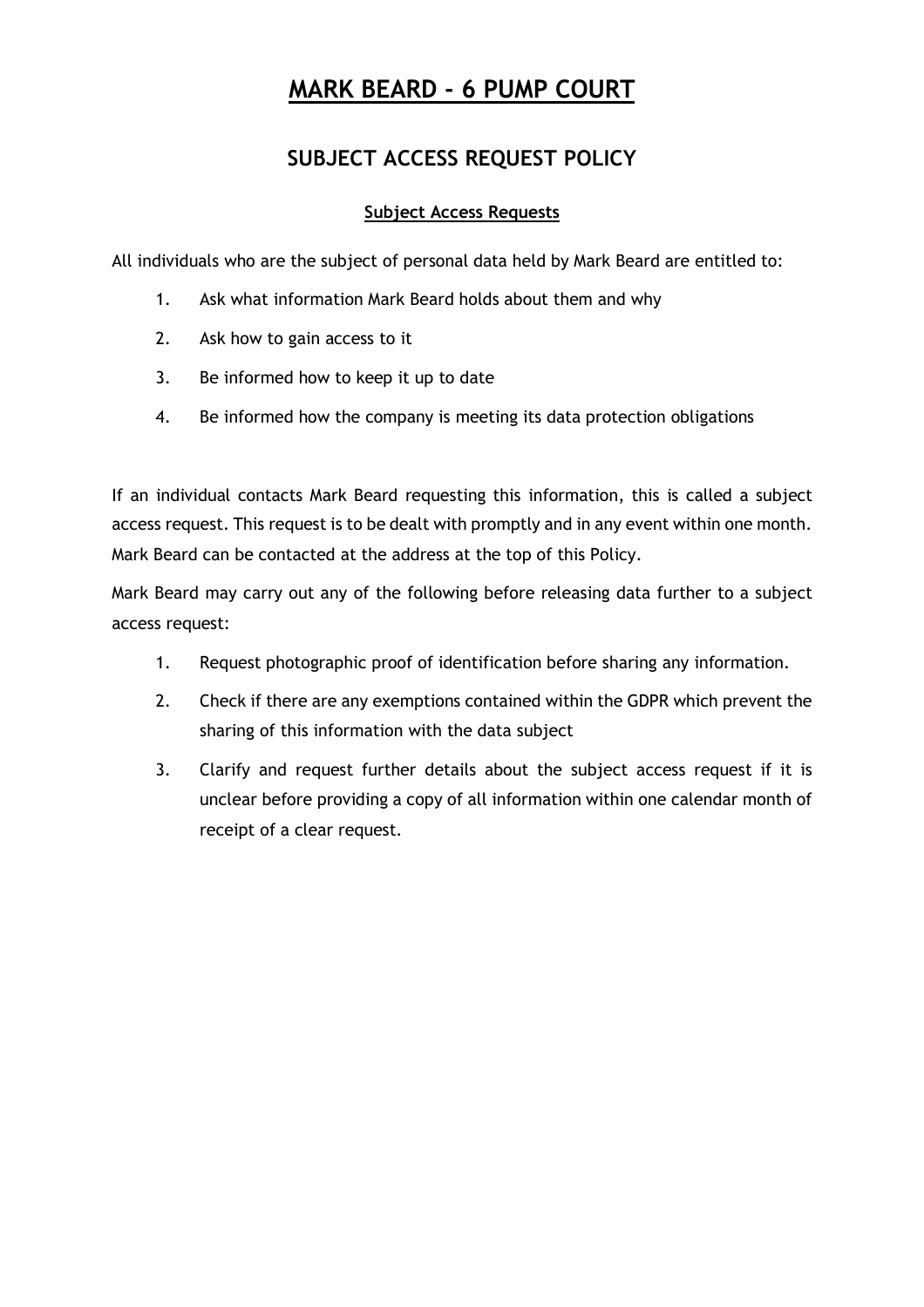# MARK BEARD - 6 PUMP COURT

## SUBJECT ACCESS REQUEST POLICY

### Subject Access Requests

All individuals who are the subject of personal data held by Mark Beard are entitled to:

1. Ask what information Mark Beard holds about them and why
2. Ask how to gain access to it
3. Be informed how to keep it up to date
4. Be informed how the company is meeting its data protection obligations

If an individual contacts Mark Beard requesting this information, this is called a subject access request. This request is to be dealt with promptly and in any event within one month. Mark Beard can be contacted at the address at the top of this Policy.

Mark Beard may carry out any of the following before releasing data further to a subject access request:

1. Request photographic proof of identification before sharing any information.
2. Check if there are any exemptions contained within the GDPR which prevent the sharing of this information with the data subject
3. Clarify and request further details about the subject access request if it is unclear before providing a copy of all information within one calendar month of receipt of a clear request.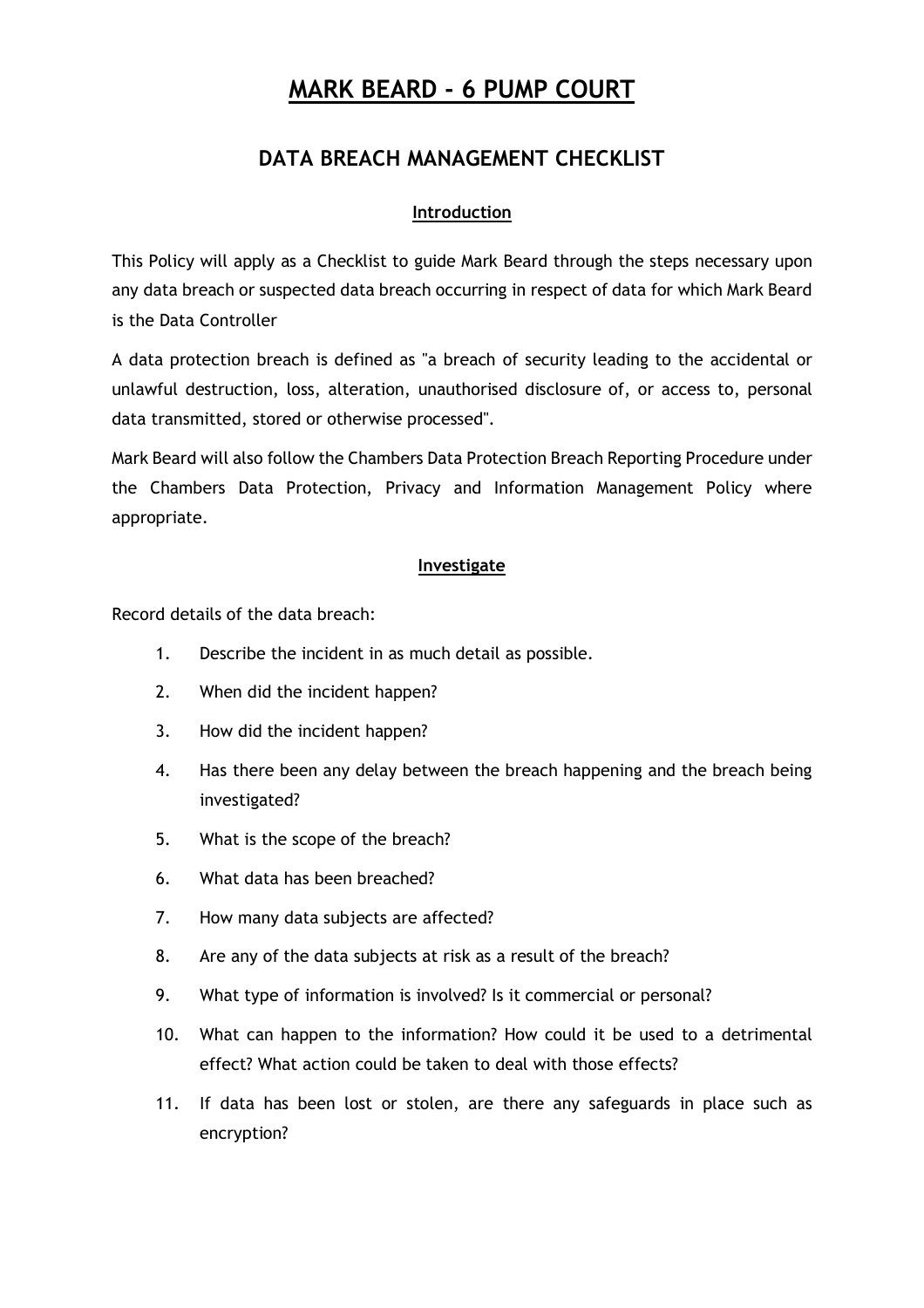# MARK BEARD - 6 PUMP COURT

## DATA BREACH MANAGEMENT CHECKLIST

### Introduction

This Policy will apply as a Checklist to guide Mark Beard through the steps necessary upon any data breach or suspected data breach occurring in respect of data for which Mark Beard is the Data Controller

A data protection breach is defined as "a breach of security leading to the accidental or unlawful destruction, loss, alteration, unauthorised disclosure of, or access to, personal data transmitted, stored or otherwise processed".

Mark Beard will also follow the Chambers Data Protection Breach Reporting Procedure under the Chambers Data Protection, Privacy and Information Management Policy where appropriate.

### Investigate

Record details of the data breach:

1. Describe the incident in as much detail as possible.
2. When did the incident happen?
3. How did the incident happen?
4. Has there been any delay between the breach happening and the breach being investigated?
5. What is the scope of the breach?
6. What data has been breached?
7. How many data subjects are affected?
8. Are any of the data subjects at risk as a result of the breach?
9. What type of information is involved? Is it commercial or personal?
10. What can happen to the information? How could it be used to a detrimental effect? What action could be taken to deal with those effects?
11. If data has been lost or stolen, are there any safeguards in place such as encryption?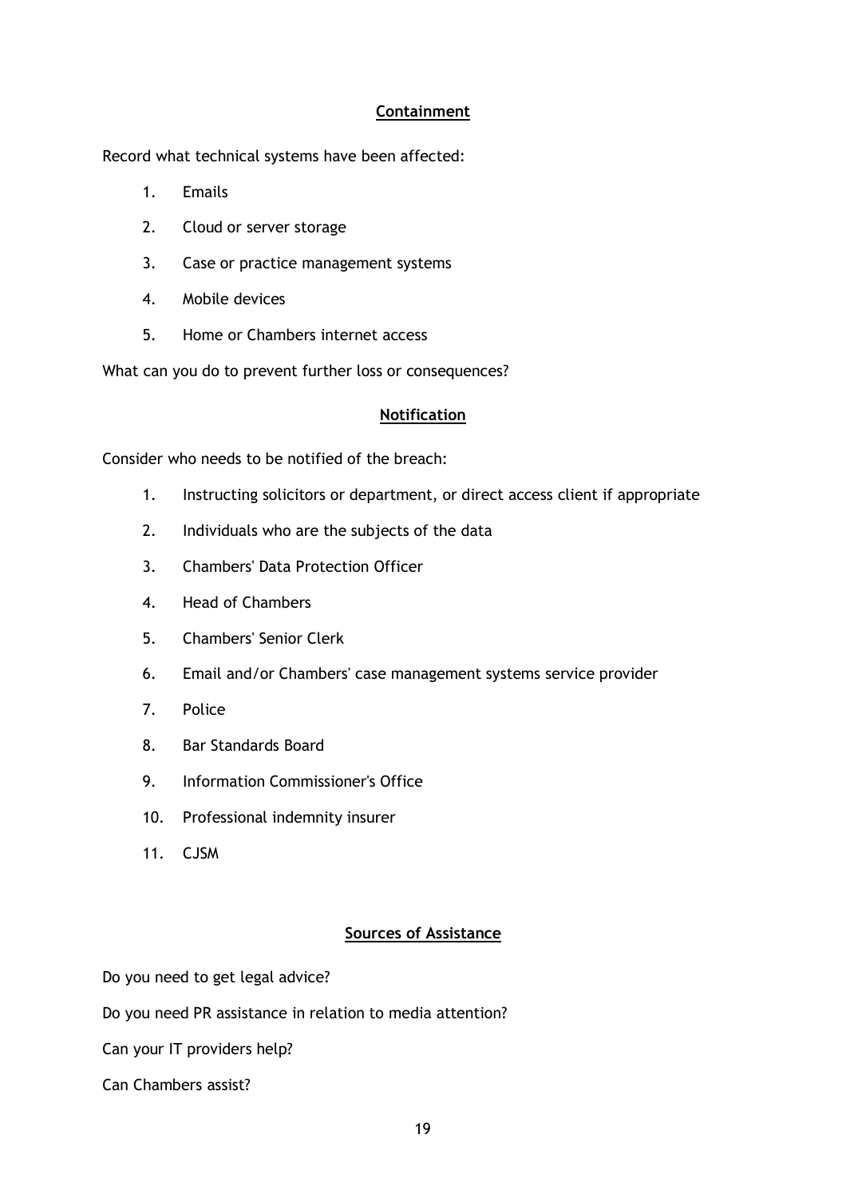## Containment

Record what technical systems have been affected:

1. Emails
2. Cloud or server storage
3. Case or practice management systems
4. Mobile devices
5. Home or Chambers internet access

What can you do to prevent further loss or consequences?

## Notification

Consider who needs to be notified of the breach:

1. Instructing solicitors or department, or direct access client if appropriate
2. Individuals who are the subjects of the data
3. Chambers' Data Protection Officer
4. Head of Chambers
5. Chambers' Senior Clerk
6. Email and/or Chambers' case management systems service provider
7. Police
8. Bar Standards Board
9. Information Commissioner's Office
10. Professional indemnity insurer
11. CJSM

## Sources of Assistance

Do you need to get legal advice?

Do you need PR assistance in relation to media attention?

Can your IT providers help?

Can Chambers assist?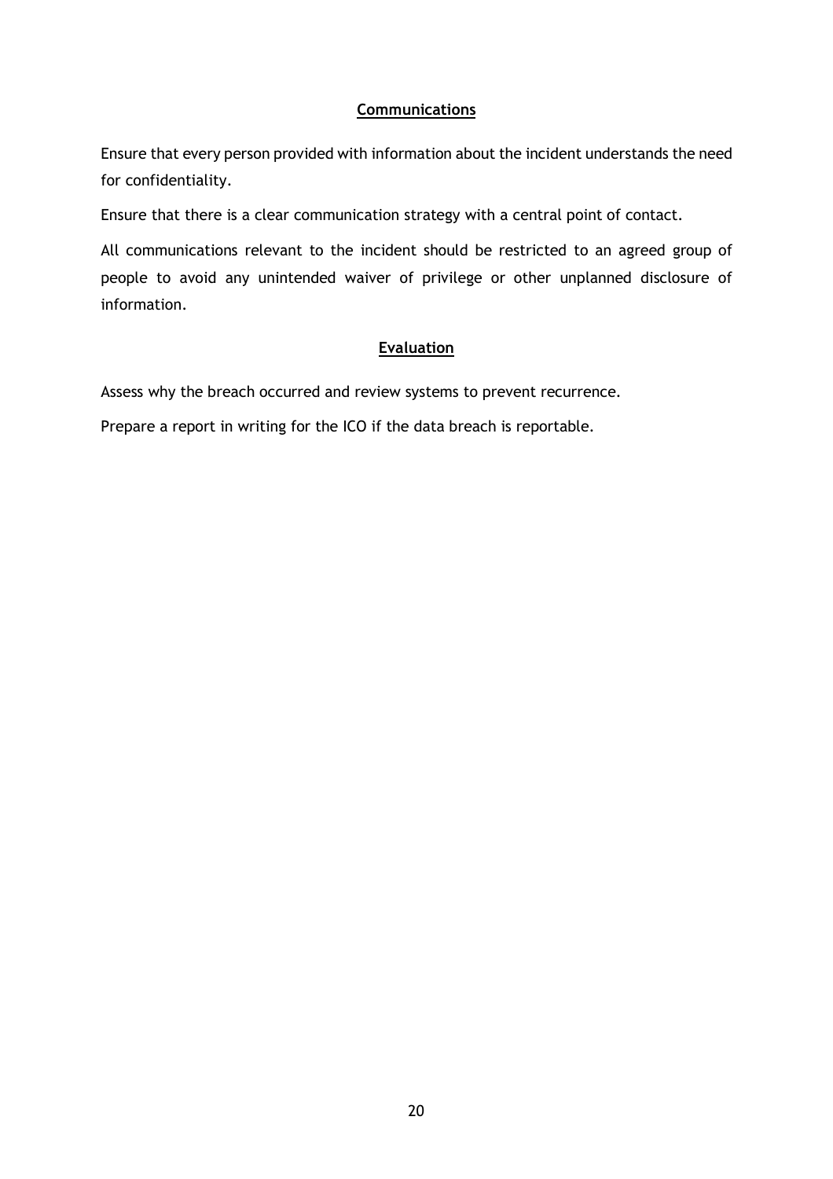## Communications

Ensure that every person provided with information about the incident understands the need for confidentiality.

Ensure that there is a clear communication strategy with a central point of contact.

All communications relevant to the incident should be restricted to an agreed group of people to avoid any unintended waiver of privilege or other unplanned disclosure of information.

## Evaluation

Assess why the breach occurred and review systems to prevent recurrence.

Prepare a report in writing for the ICO if the data breach is reportable.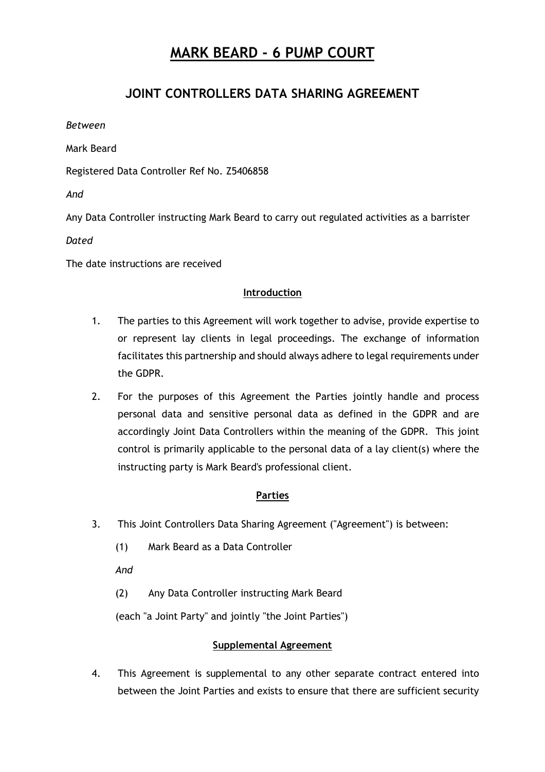# MARK BEARD - 6 PUMP COURT

## JOINT CONTROLLERS DATA SHARING AGREEMENT

*Between*

Mark Beard

Registered Data Controller Ref No. Z5406858

*And*

Any Data Controller instructing Mark Beard to carry out regulated activities as a barrister

*Dated*

The date instructions are received

### Introduction

1. The parties to this Agreement will work together to advise, provide expertise to or represent lay clients in legal proceedings. The exchange of information facilitates this partnership and should always adhere to legal requirements under the GDPR.

2. For the purposes of this Agreement the Parties jointly handle and process personal data and sensitive personal data as defined in the GDPR and are accordingly Joint Data Controllers within the meaning of the GDPR. This joint control is primarily applicable to the personal data of a lay client(s) where the instructing party is Mark Beard's professional client.

### Parties

3. This Joint Controllers Data Sharing Agreement ("Agreement") is between:

   (1) Mark Beard as a Data Controller

   *And*

   (2) Any Data Controller instructing Mark Beard

   (each "a Joint Party" and jointly "the Joint Parties")

### Supplemental Agreement

4. This Agreement is supplemental to any other separate contract entered into between the Joint Parties and exists to ensure that there are sufficient security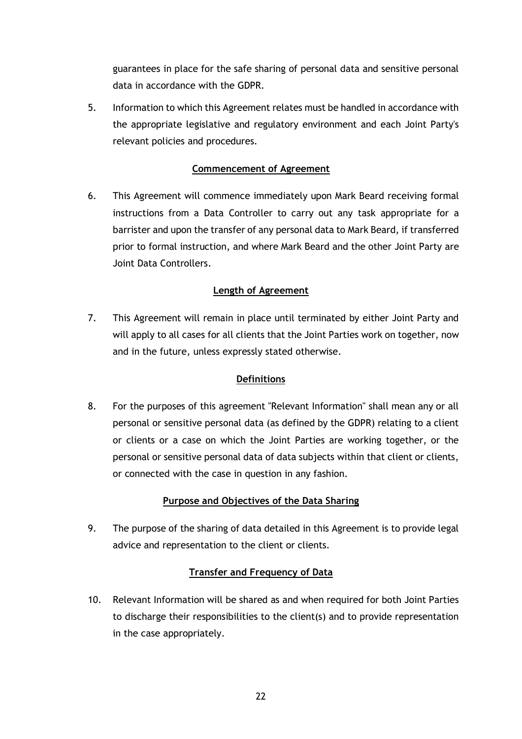guarantees in place for the safe sharing of personal data and sensitive personal data in accordance with the GDPR.

5. Information to which this Agreement relates must be handled in accordance with the appropriate legislative and regulatory environment and each Joint Party's relevant policies and procedures.

**Commencement of Agreement**

6. This Agreement will commence immediately upon Mark Beard receiving formal instructions from a Data Controller to carry out any task appropriate for a barrister and upon the transfer of any personal data to Mark Beard, if transferred prior to formal instruction, and where Mark Beard and the other Joint Party are Joint Data Controllers.

**Length of Agreement**

7. This Agreement will remain in place until terminated by either Joint Party and will apply to all cases for all clients that the Joint Parties work on together, now and in the future, unless expressly stated otherwise.

**Definitions**

8. For the purposes of this agreement "Relevant Information" shall mean any or all personal or sensitive personal data (as defined by the GDPR) relating to a client or clients or a case on which the Joint Parties are working together, or the personal or sensitive personal data of data subjects within that client or clients, or connected with the case in question in any fashion.

**Purpose and Objectives of the Data Sharing**

9. The purpose of the sharing of data detailed in this Agreement is to provide legal advice and representation to the client or clients.

**Transfer and Frequency of Data**

10. Relevant Information will be shared as and when required for both Joint Parties to discharge their responsibilities to the client(s) and to provide representation in the case appropriately.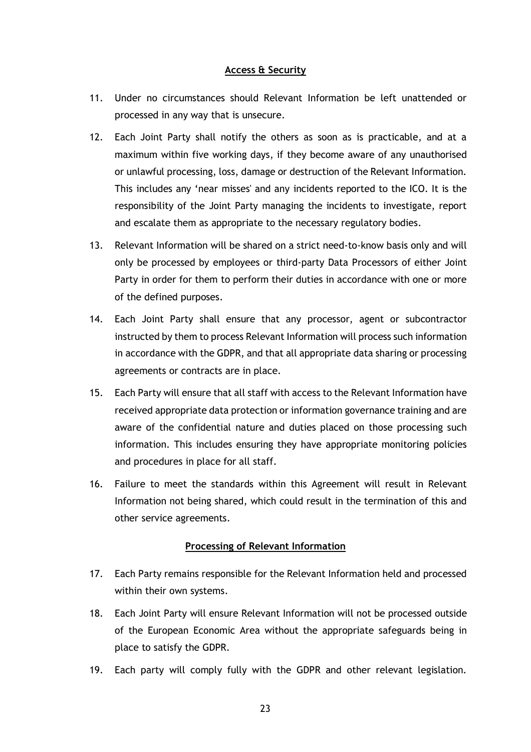## Access & Security

11. Under no circumstances should Relevant Information be left unattended or processed in any way that is unsecure.

12. Each Joint Party shall notify the others as soon as is practicable, and at a maximum within five working days, if they become aware of any unauthorised or unlawful processing, loss, damage or destruction of the Relevant Information. This includes any 'near misses' and any incidents reported to the ICO. It is the responsibility of the Joint Party managing the incidents to investigate, report and escalate them as appropriate to the necessary regulatory bodies.

13. Relevant Information will be shared on a strict need-to-know basis only and will only be processed by employees or third-party Data Processors of either Joint Party in order for them to perform their duties in accordance with one or more of the defined purposes.

14. Each Joint Party shall ensure that any processor, agent or subcontractor instructed by them to process Relevant Information will process such information in accordance with the GDPR, and that all appropriate data sharing or processing agreements or contracts are in place.

15. Each Party will ensure that all staff with access to the Relevant Information have received appropriate data protection or information governance training and are aware of the confidential nature and duties placed on those processing such information. This includes ensuring they have appropriate monitoring policies and procedures in place for all staff.

16. Failure to meet the standards within this Agreement will result in Relevant Information not being shared, which could result in the termination of this and other service agreements.

## Processing of Relevant Information

17. Each Party remains responsible for the Relevant Information held and processed within their own systems.

18. Each Joint Party will ensure Relevant Information will not be processed outside of the European Economic Area without the appropriate safeguards being in place to satisfy the GDPR.

19. Each party will comply fully with the GDPR and other relevant legislation.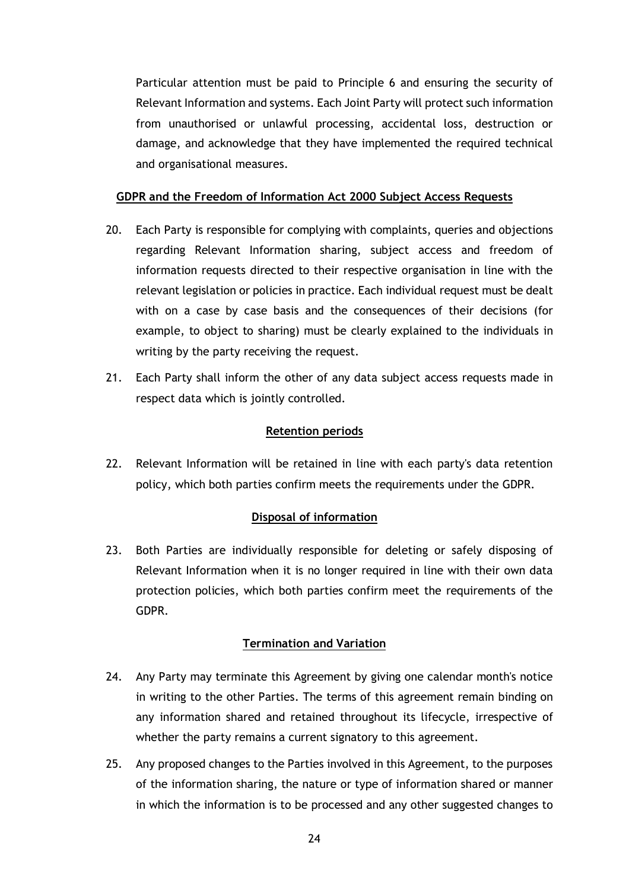Particular attention must be paid to Principle 6 and ensuring the security of Relevant Information and systems. Each Joint Party will protect such information from unauthorised or unlawful processing, accidental loss, destruction or damage, and acknowledge that they have implemented the required technical and organisational measures.

**GDPR and the Freedom of Information Act 2000 Subject Access Requests**

20. Each Party is responsible for complying with complaints, queries and objections regarding Relevant Information sharing, subject access and freedom of information requests directed to their respective organisation in line with the relevant legislation or policies in practice. Each individual request must be dealt with on a case by case basis and the consequences of their decisions (for example, to object to sharing) must be clearly explained to the individuals in writing by the party receiving the request.

21. Each Party shall inform the other of any data subject access requests made in respect data which is jointly controlled.

**Retention periods**

22. Relevant Information will be retained in line with each party's data retention policy, which both parties confirm meets the requirements under the GDPR.

**Disposal of information**

23. Both Parties are individually responsible for deleting or safely disposing of Relevant Information when it is no longer required in line with their own data protection policies, which both parties confirm meet the requirements of the GDPR.

**Termination and Variation**

24. Any Party may terminate this Agreement by giving one calendar month's notice in writing to the other Parties. The terms of this agreement remain binding on any information shared and retained throughout its lifecycle, irrespective of whether the party remains a current signatory to this agreement.

25. Any proposed changes to the Parties involved in this Agreement, to the purposes of the information sharing, the nature or type of information shared or manner in which the information is to be processed and any other suggested changes to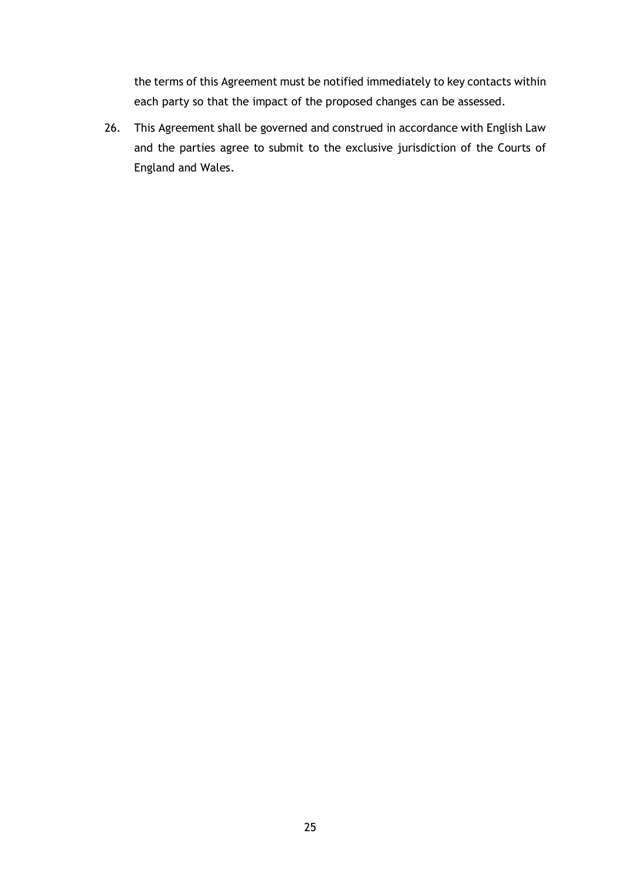the terms of this Agreement must be notified immediately to key contacts within each party so that the impact of the proposed changes can be assessed.

26. This Agreement shall be governed and construed in accordance with English Law and the parties agree to submit to the exclusive jurisdiction of the Courts of England and Wales.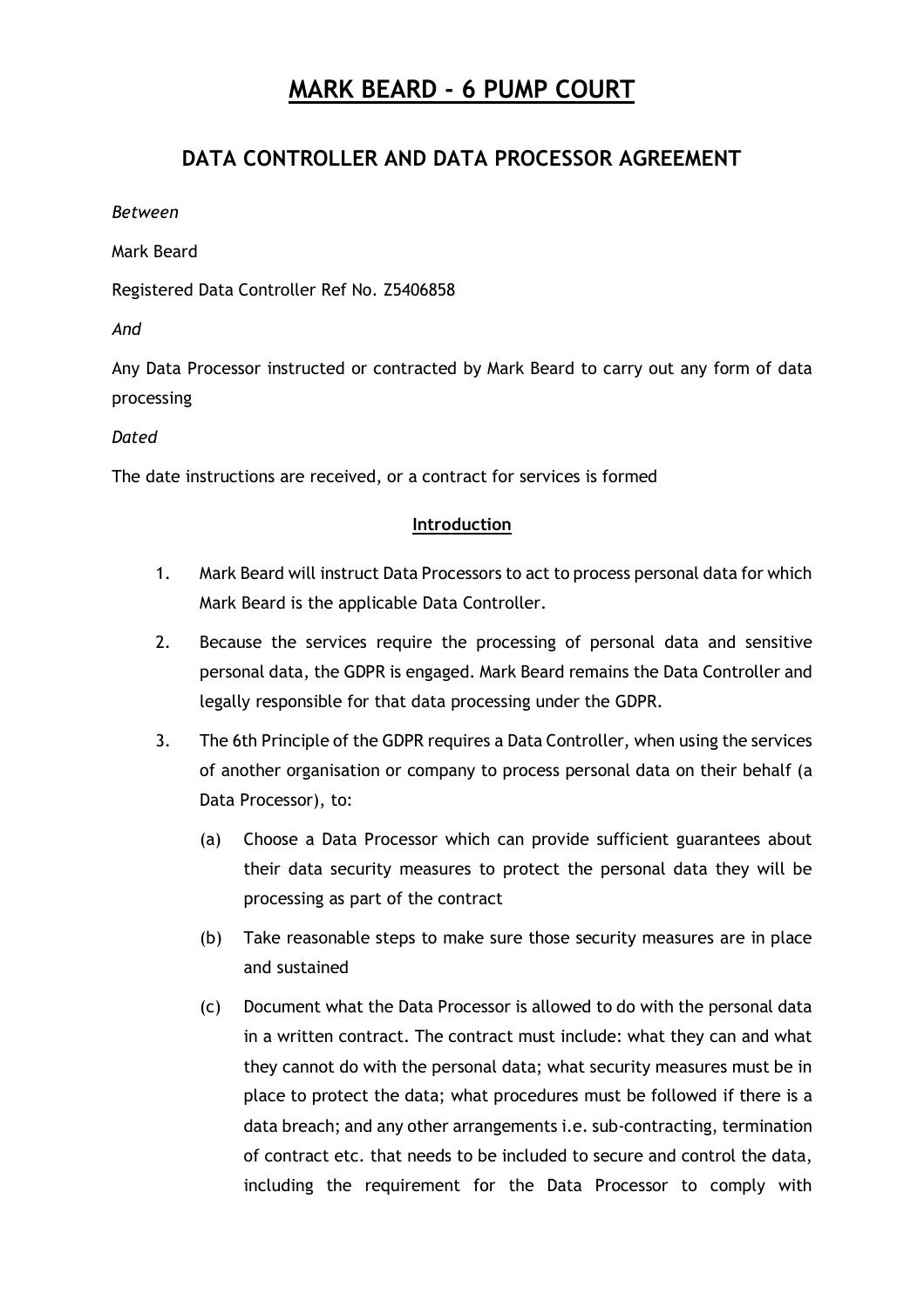# MARK BEARD - 6 PUMP COURT

## DATA CONTROLLER AND DATA PROCESSOR AGREEMENT

*Between*

Mark Beard

Registered Data Controller Ref No. Z5406858

*And*

Any Data Processor instructed or contracted by Mark Beard to carry out any form of data processing

*Dated*

The date instructions are received, or a contract for services is formed

**Introduction**

1. Mark Beard will instruct Data Processors to act to process personal data for which Mark Beard is the applicable Data Controller.

2. Because the services require the processing of personal data and sensitive personal data, the GDPR is engaged. Mark Beard remains the Data Controller and legally responsible for that data processing under the GDPR.

3. The 6th Principle of the GDPR requires a Data Controller, when using the services of another organisation or company to process personal data on their behalf (a Data Processor), to:

   (a) Choose a Data Processor which can provide sufficient guarantees about their data security measures to protect the personal data they will be processing as part of the contract

   (b) Take reasonable steps to make sure those security measures are in place and sustained

   (c) Document what the Data Processor is allowed to do with the personal data in a written contract. The contract must include: what they can and what they cannot do with the personal data; what security measures must be in place to protect the data; what procedures must be followed if there is a data breach; and any other arrangements i.e. sub-contracting, termination of contract etc. that needs to be included to secure and control the data, including the requirement for the Data Processor to comply with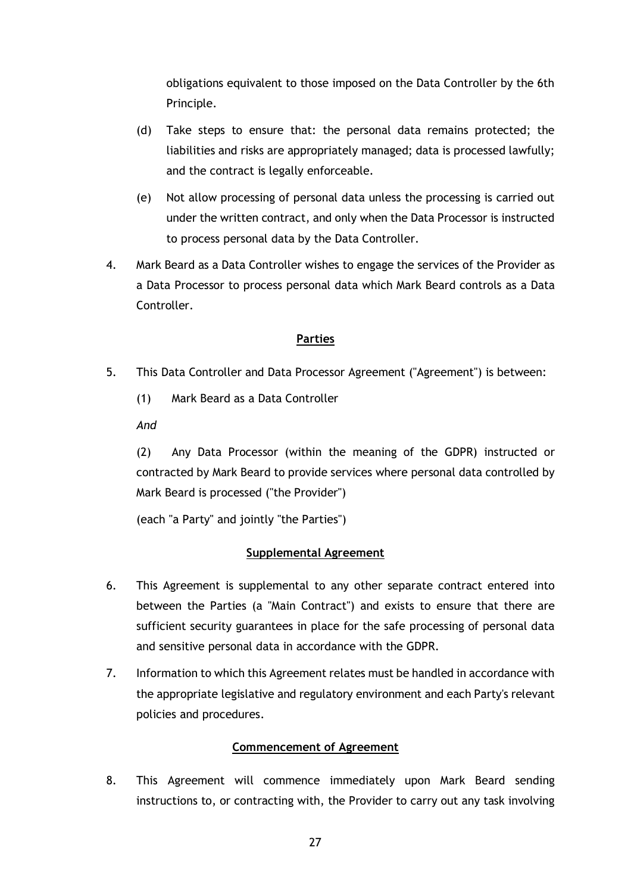obligations equivalent to those imposed on the Data Controller by the 6th Principle.

(d) Take steps to ensure that: the personal data remains protected; the liabilities and risks are appropriately managed; data is processed lawfully; and the contract is legally enforceable.

(e) Not allow processing of personal data unless the processing is carried out under the written contract, and only when the Data Processor is instructed to process personal data by the Data Controller.

4. Mark Beard as a Data Controller wishes to engage the services of the Provider as a Data Processor to process personal data which Mark Beard controls as a Data Controller.

## Parties

5. This Data Controller and Data Processor Agreement ("Agreement") is between:

   (1) Mark Beard as a Data Controller

   *And*

   (2) Any Data Processor (within the meaning of the GDPR) instructed or contracted by Mark Beard to provide services where personal data controlled by Mark Beard is processed ("the Provider")

   (each "a Party" and jointly "the Parties")

## Supplemental Agreement

6. This Agreement is supplemental to any other separate contract entered into between the Parties (a "Main Contract") and exists to ensure that there are sufficient security guarantees in place for the safe processing of personal data and sensitive personal data in accordance with the GDPR.

7. Information to which this Agreement relates must be handled in accordance with the appropriate legislative and regulatory environment and each Party's relevant policies and procedures.

## Commencement of Agreement

8. This Agreement will commence immediately upon Mark Beard sending instructions to, or contracting with, the Provider to carry out any task involving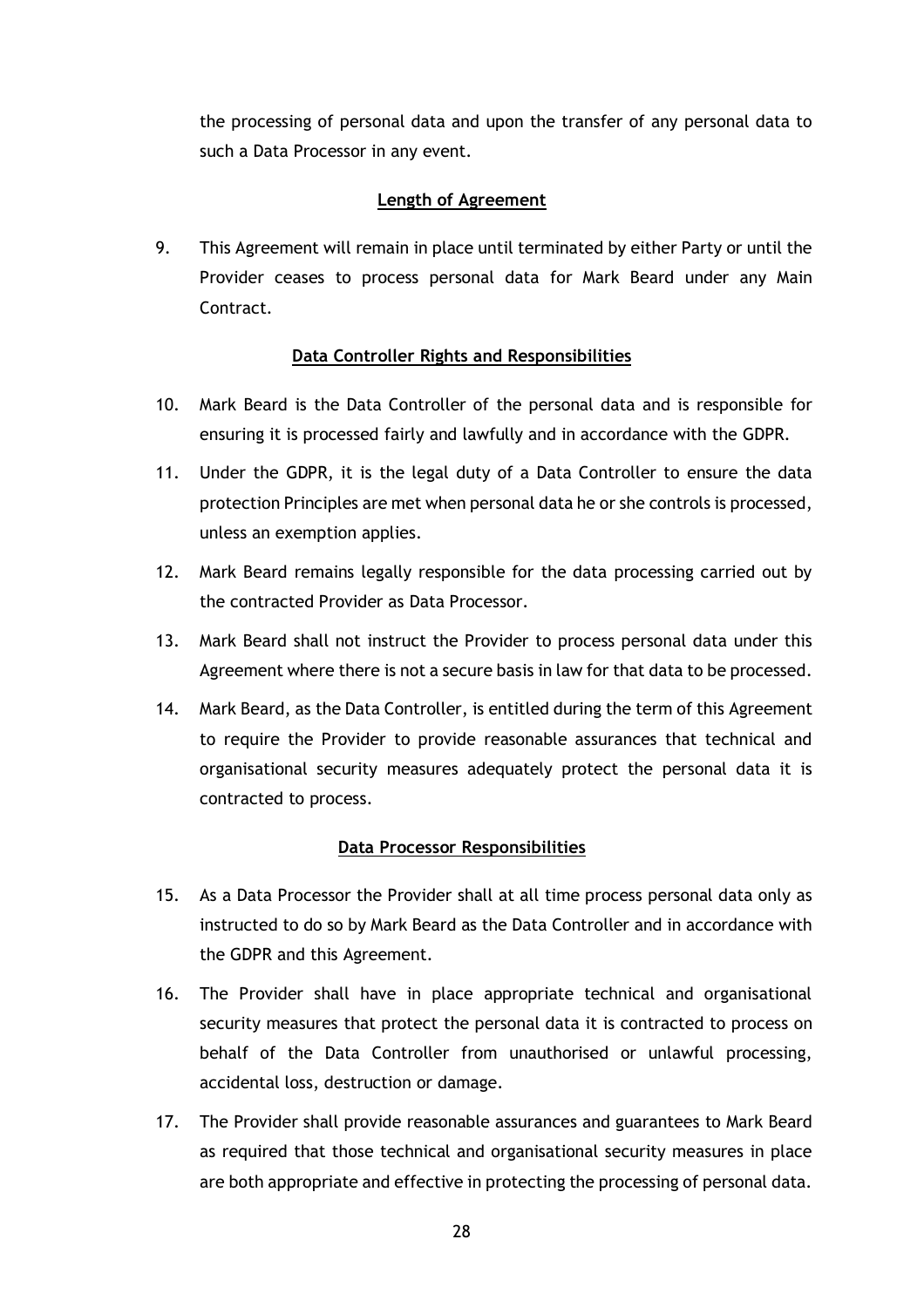the processing of personal data and upon the transfer of any personal data to such a Data Processor in any event.

## Length of Agreement

9. This Agreement will remain in place until terminated by either Party or until the Provider ceases to process personal data for Mark Beard under any Main Contract.

## Data Controller Rights and Responsibilities

10. Mark Beard is the Data Controller of the personal data and is responsible for ensuring it is processed fairly and lawfully and in accordance with the GDPR.

11. Under the GDPR, it is the legal duty of a Data Controller to ensure the data protection Principles are met when personal data he or she controls is processed, unless an exemption applies.

12. Mark Beard remains legally responsible for the data processing carried out by the contracted Provider as Data Processor.

13. Mark Beard shall not instruct the Provider to process personal data under this Agreement where there is not a secure basis in law for that data to be processed.

14. Mark Beard, as the Data Controller, is entitled during the term of this Agreement to require the Provider to provide reasonable assurances that technical and organisational security measures adequately protect the personal data it is contracted to process.

## Data Processor Responsibilities

15. As a Data Processor the Provider shall at all time process personal data only as instructed to do so by Mark Beard as the Data Controller and in accordance with the GDPR and this Agreement.

16. The Provider shall have in place appropriate technical and organisational security measures that protect the personal data it is contracted to process on behalf of the Data Controller from unauthorised or unlawful processing, accidental loss, destruction or damage.

17. The Provider shall provide reasonable assurances and guarantees to Mark Beard as required that those technical and organisational security measures in place are both appropriate and effective in protecting the processing of personal data.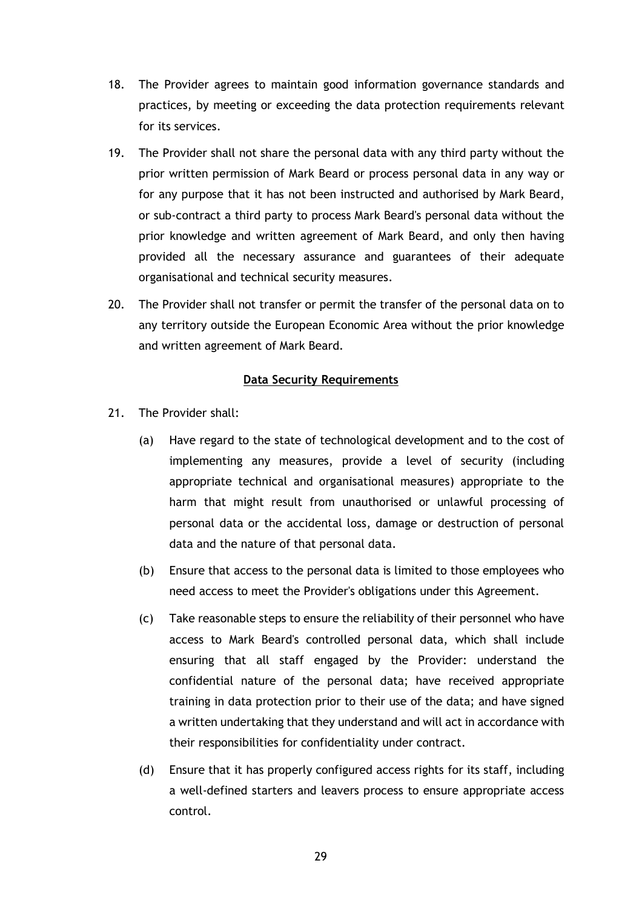18. The Provider agrees to maintain good information governance standards and practices, by meeting or exceeding the data protection requirements relevant for its services.

19. The Provider shall not share the personal data with any third party without the prior written permission of Mark Beard or process personal data in any way or for any purpose that it has not been instructed and authorised by Mark Beard, or sub-contract a third party to process Mark Beard's personal data without the prior knowledge and written agreement of Mark Beard, and only then having provided all the necessary assurance and guarantees of their adequate organisational and technical security measures.

20. The Provider shall not transfer or permit the transfer of the personal data on to any territory outside the European Economic Area without the prior knowledge and written agreement of Mark Beard.

**Data Security Requirements**

21. The Provider shall:

    (a) Have regard to the state of technological development and to the cost of implementing any measures, provide a level of security (including appropriate technical and organisational measures) appropriate to the harm that might result from unauthorised or unlawful processing of personal data or the accidental loss, damage or destruction of personal data and the nature of that personal data.

    (b) Ensure that access to the personal data is limited to those employees who need access to meet the Provider's obligations under this Agreement.

    (c) Take reasonable steps to ensure the reliability of their personnel who have access to Mark Beard's controlled personal data, which shall include ensuring that all staff engaged by the Provider: understand the confidential nature of the personal data; have received appropriate training in data protection prior to their use of the data; and have signed a written undertaking that they understand and will act in accordance with their responsibilities for confidentiality under contract.

    (d) Ensure that it has properly configured access rights for its staff, including a well-defined starters and leavers process to ensure appropriate access control.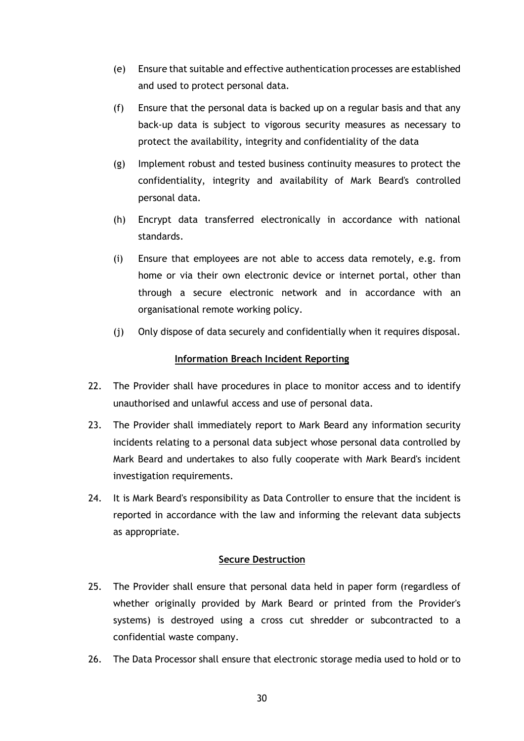(e) Ensure that suitable and effective authentication processes are established and used to protect personal data.

(f) Ensure that the personal data is backed up on a regular basis and that any back-up data is subject to vigorous security measures as necessary to protect the availability, integrity and confidentiality of the data

(g) Implement robust and tested business continuity measures to protect the confidentiality, integrity and availability of Mark Beard's controlled personal data.

(h) Encrypt data transferred electronically in accordance with national standards.

(i) Ensure that employees are not able to access data remotely, e.g. from home or via their own electronic device or internet portal, other than through a secure electronic network and in accordance with an organisational remote working policy.

(j) Only dispose of data securely and confidentially when it requires disposal.

**Information Breach Incident Reporting**

22. The Provider shall have procedures in place to monitor access and to identify unauthorised and unlawful access and use of personal data.

23. The Provider shall immediately report to Mark Beard any information security incidents relating to a personal data subject whose personal data controlled by Mark Beard and undertakes to also fully cooperate with Mark Beard's incident investigation requirements.

24. It is Mark Beard's responsibility as Data Controller to ensure that the incident is reported in accordance with the law and informing the relevant data subjects as appropriate.

**Secure Destruction**

25. The Provider shall ensure that personal data held in paper form (regardless of whether originally provided by Mark Beard or printed from the Provider's systems) is destroyed using a cross cut shredder or subcontracted to a confidential waste company.

26. The Data Processor shall ensure that electronic storage media used to hold or to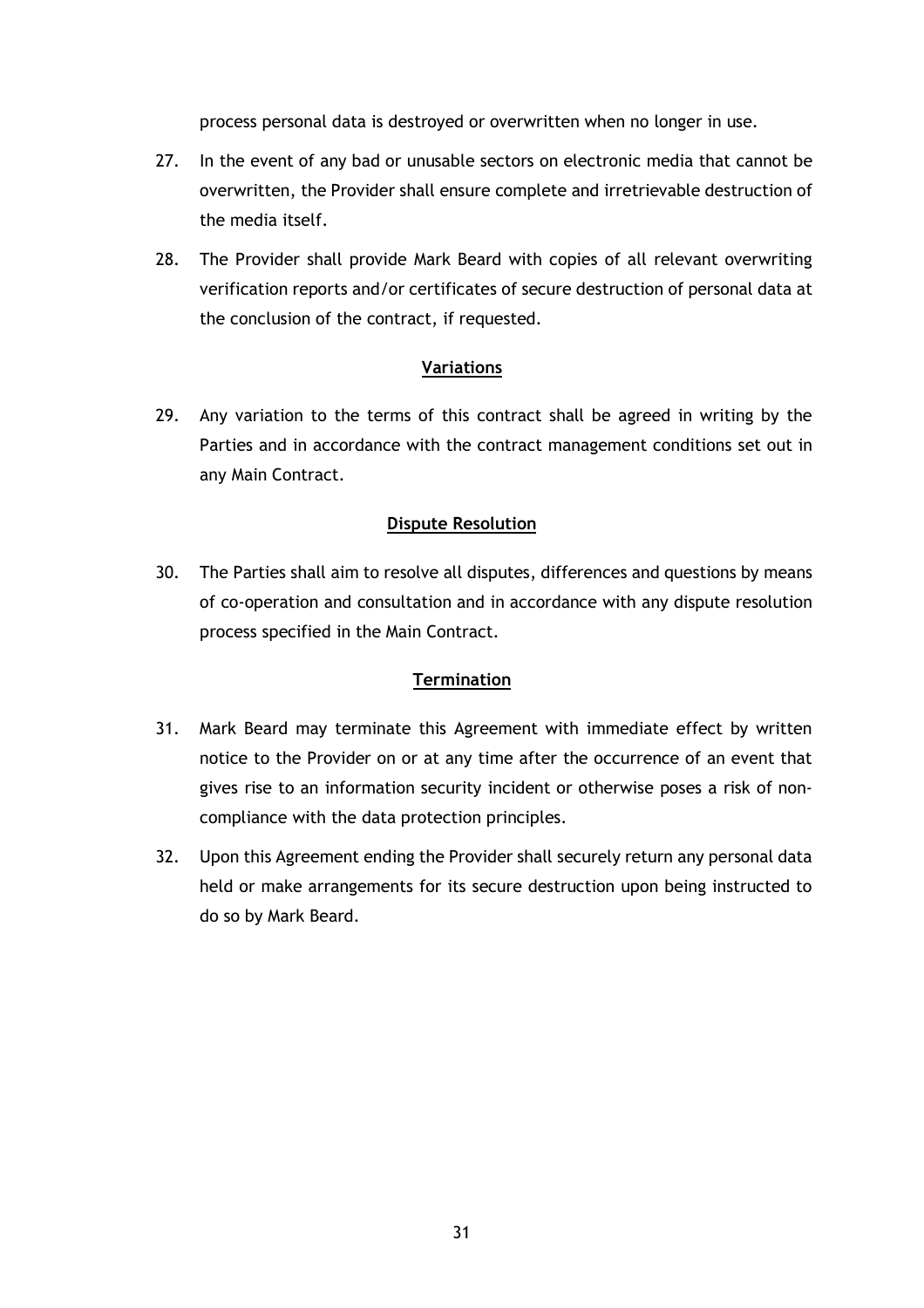process personal data is destroyed or overwritten when no longer in use.

27. In the event of any bad or unusable sectors on electronic media that cannot be overwritten, the Provider shall ensure complete and irretrievable destruction of the media itself.

28. The Provider shall provide Mark Beard with copies of all relevant overwriting verification reports and/or certificates of secure destruction of personal data at the conclusion of the contract, if requested.

**Variations**

29. Any variation to the terms of this contract shall be agreed in writing by the Parties and in accordance with the contract management conditions set out in any Main Contract.

**Dispute Resolution**

30. The Parties shall aim to resolve all disputes, differences and questions by means of co-operation and consultation and in accordance with any dispute resolution process specified in the Main Contract.

**Termination**

31. Mark Beard may terminate this Agreement with immediate effect by written notice to the Provider on or at any time after the occurrence of an event that gives rise to an information security incident or otherwise poses a risk of non-compliance with the data protection principles.

32. Upon this Agreement ending the Provider shall securely return any personal data held or make arrangements for its secure destruction upon being instructed to do so by Mark Beard.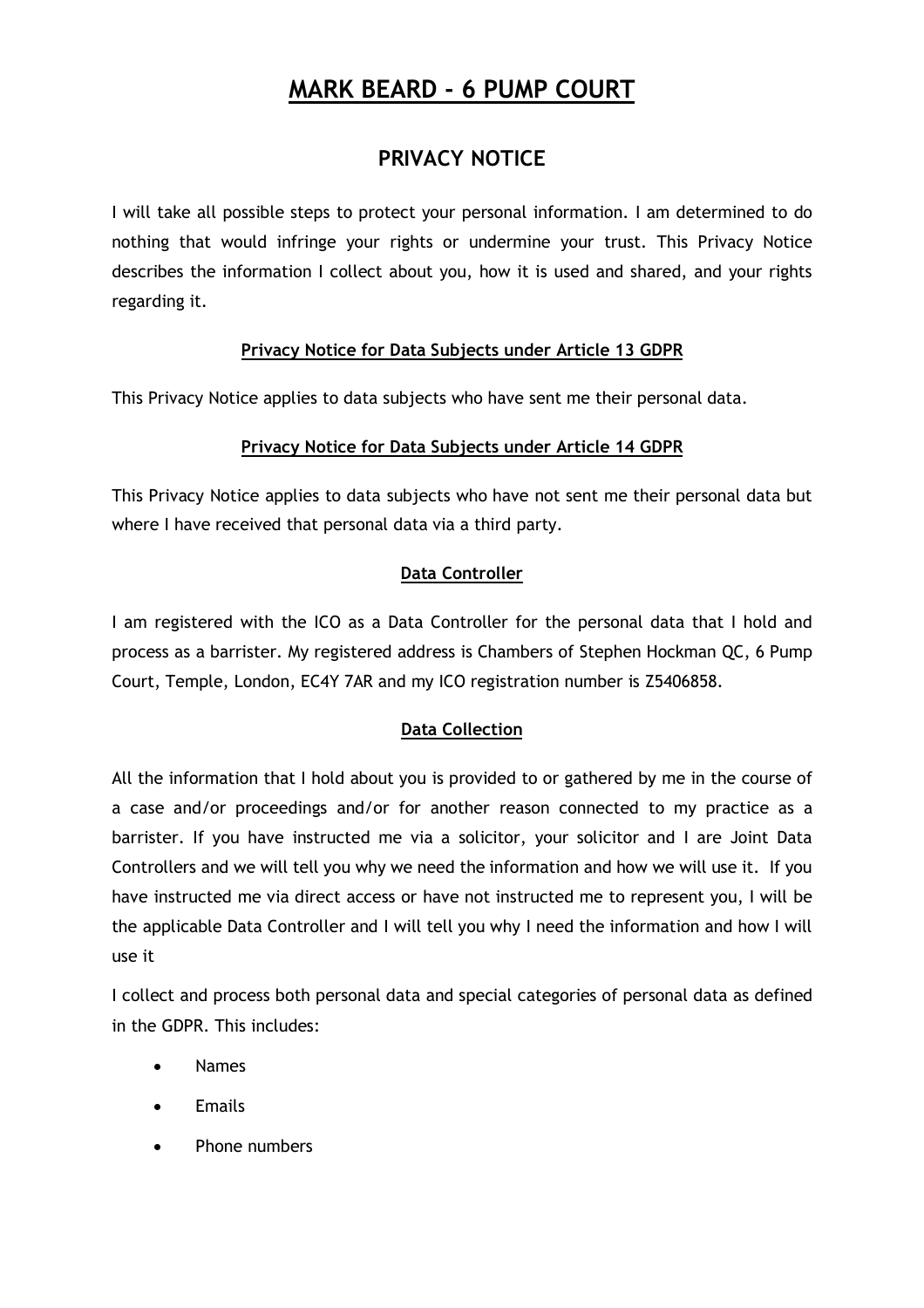# MARK BEARD - 6 PUMP COURT

## PRIVACY NOTICE

I will take all possible steps to protect your personal information. I am determined to do nothing that would infringe your rights or undermine your trust. This Privacy Notice describes the information I collect about you, how it is used and shared, and your rights regarding it.

### Privacy Notice for Data Subjects under Article 13 GDPR

This Privacy Notice applies to data subjects who have sent me their personal data.

### Privacy Notice for Data Subjects under Article 14 GDPR

This Privacy Notice applies to data subjects who have not sent me their personal data but where I have received that personal data via a third party.

### Data Controller

I am registered with the ICO as a Data Controller for the personal data that I hold and process as a barrister. My registered address is Chambers of Stephen Hockman QC, 6 Pump Court, Temple, London, EC4Y 7AR and my ICO registration number is Z5406858.

### Data Collection

All the information that I hold about you is provided to or gathered by me in the course of a case and/or proceedings and/or for another reason connected to my practice as a barrister. If you have instructed me via a solicitor, your solicitor and I are Joint Data Controllers and we will tell you why we need the information and how we will use it. If you have instructed me via direct access or have not instructed me to represent you, I will be the applicable Data Controller and I will tell you why I need the information and how I will use it

I collect and process both personal data and special categories of personal data as defined in the GDPR. This includes:

- Names
- Emails
- Phone numbers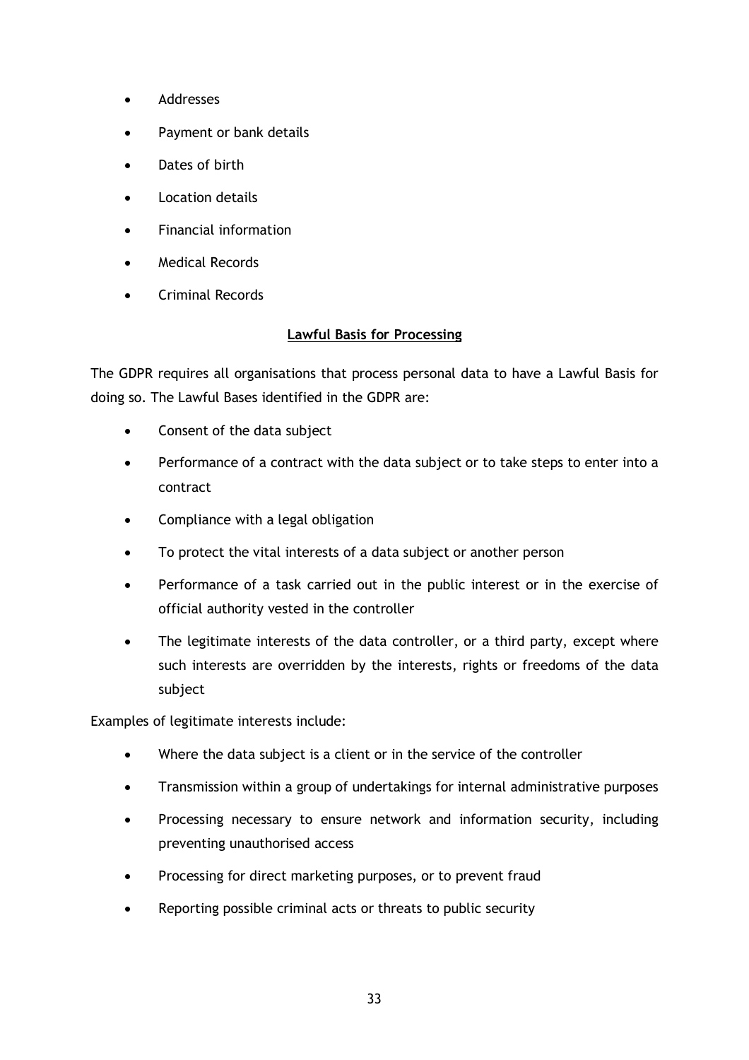- Addresses
- Payment or bank details
- Dates of birth
- Location details
- Financial information
- Medical Records
- Criminal Records

## Lawful Basis for Processing

The GDPR requires all organisations that process personal data to have a Lawful Basis for doing so. The Lawful Bases identified in the GDPR are:

- Consent of the data subject
- Performance of a contract with the data subject or to take steps to enter into a contract
- Compliance with a legal obligation
- To protect the vital interests of a data subject or another person
- Performance of a task carried out in the public interest or in the exercise of official authority vested in the controller
- The legitimate interests of the data controller, or a third party, except where such interests are overridden by the interests, rights or freedoms of the data subject

Examples of legitimate interests include:

- Where the data subject is a client or in the service of the controller
- Transmission within a group of undertakings for internal administrative purposes
- Processing necessary to ensure network and information security, including preventing unauthorised access
- Processing for direct marketing purposes, or to prevent fraud
- Reporting possible criminal acts or threats to public security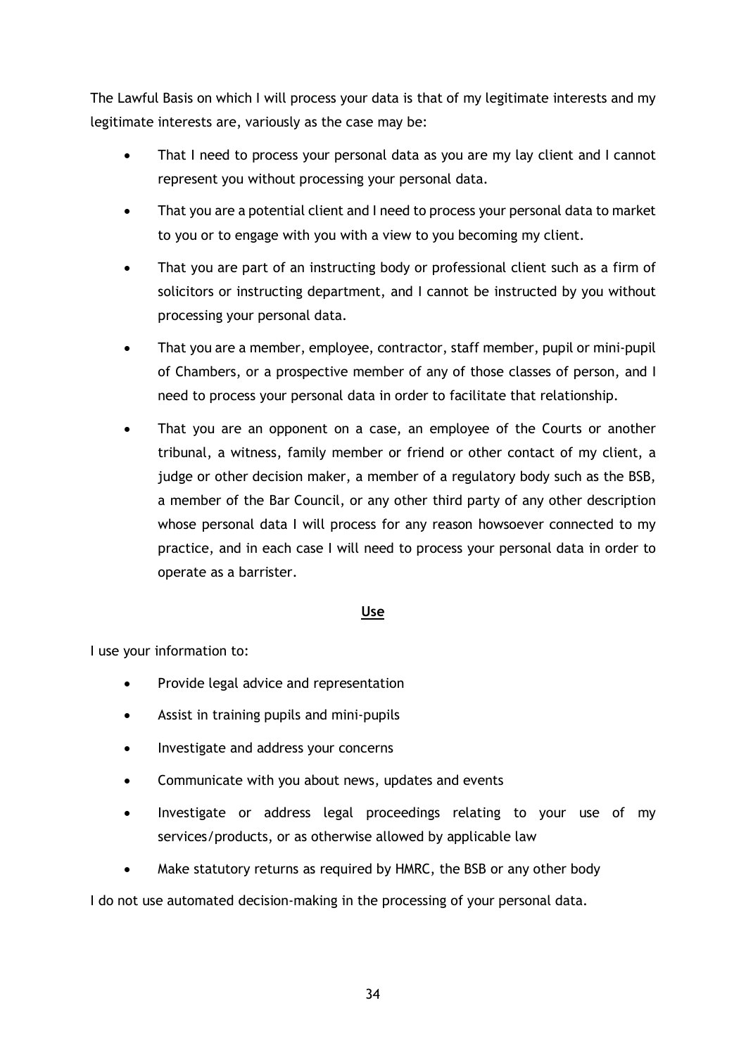The Lawful Basis on which I will process your data is that of my legitimate interests and my legitimate interests are, variously as the case may be:

- That I need to process your personal data as you are my lay client and I cannot represent you without processing your personal data.
- That you are a potential client and I need to process your personal data to market to you or to engage with you with a view to you becoming my client.
- That you are part of an instructing body or professional client such as a firm of solicitors or instructing department, and I cannot be instructed by you without processing your personal data.
- That you are a member, employee, contractor, staff member, pupil or mini-pupil of Chambers, or a prospective member of any of those classes of person, and I need to process your personal data in order to facilitate that relationship.
- That you are an opponent on a case, an employee of the Courts or another tribunal, a witness, family member or friend or other contact of my client, a judge or other decision maker, a member of a regulatory body such as the BSB, a member of the Bar Council, or any other third party of any other description whose personal data I will process for any reason howsoever connected to my practice, and in each case I will need to process your personal data in order to operate as a barrister.

## Use

I use your information to:

- Provide legal advice and representation
- Assist in training pupils and mini-pupils
- Investigate and address your concerns
- Communicate with you about news, updates and events
- Investigate or address legal proceedings relating to your use of my services/products, or as otherwise allowed by applicable law
- Make statutory returns as required by HMRC, the BSB or any other body

I do not use automated decision-making in the processing of your personal data.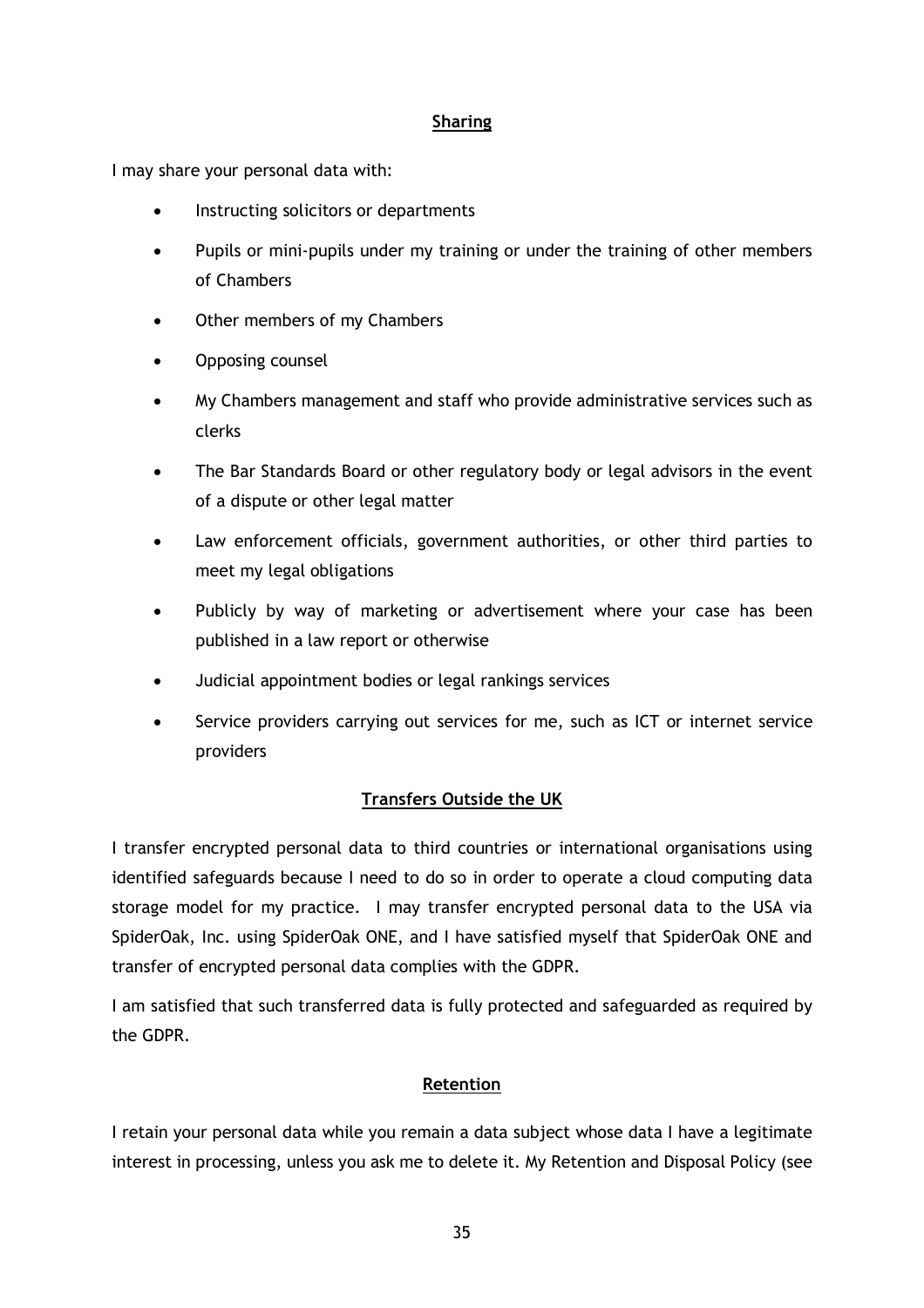## Sharing

I may share your personal data with:

- Instructing solicitors or departments
- Pupils or mini-pupils under my training or under the training of other members of Chambers
- Other members of my Chambers
- Opposing counsel
- My Chambers management and staff who provide administrative services such as clerks
- The Bar Standards Board or other regulatory body or legal advisors in the event of a dispute or other legal matter
- Law enforcement officials, government authorities, or other third parties to meet my legal obligations
- Publicly by way of marketing or advertisement where your case has been published in a law report or otherwise
- Judicial appointment bodies or legal rankings services
- Service providers carrying out services for me, such as ICT or internet service providers

## Transfers Outside the UK

I transfer encrypted personal data to third countries or international organisations using identified safeguards because I need to do so in order to operate a cloud computing data storage model for my practice. I may transfer encrypted personal data to the USA via SpiderOak, Inc. using SpiderOak ONE, and I have satisfied myself that SpiderOak ONE and transfer of encrypted personal data complies with the GDPR.

I am satisfied that such transferred data is fully protected and safeguarded as required by the GDPR.

## Retention

I retain your personal data while you remain a data subject whose data I have a legitimate interest in processing, unless you ask me to delete it. My Retention and Disposal Policy (see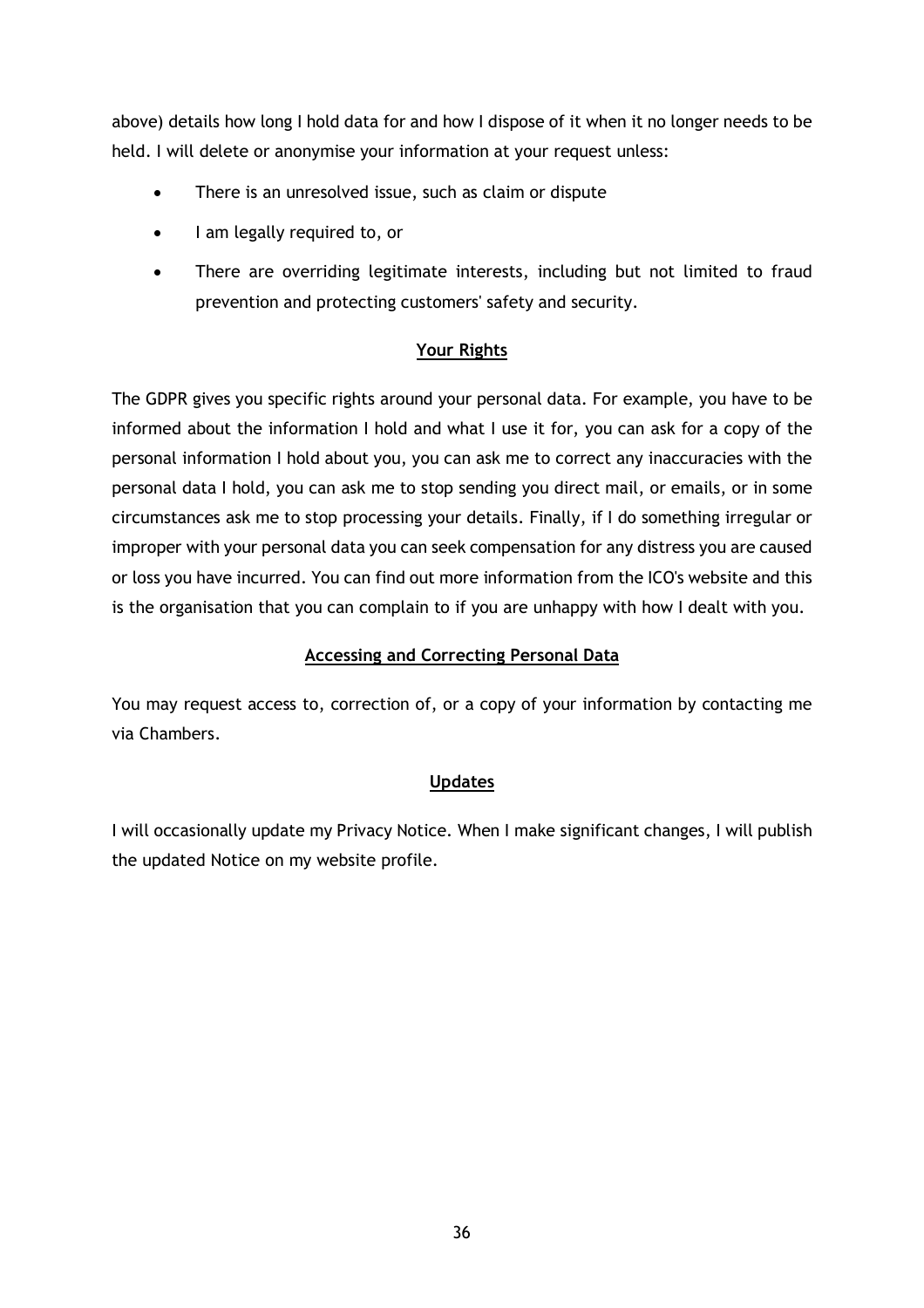above) details how long I hold data for and how I dispose of it when it no longer needs to be held. I will delete or anonymise your information at your request unless:

- There is an unresolved issue, such as claim or dispute
- I am legally required to, or
- There are overriding legitimate interests, including but not limited to fraud prevention and protecting customers' safety and security.

## Your Rights

The GDPR gives you specific rights around your personal data. For example, you have to be informed about the information I hold and what I use it for, you can ask for a copy of the personal information I hold about you, you can ask me to correct any inaccuracies with the personal data I hold, you can ask me to stop sending you direct mail, or emails, or in some circumstances ask me to stop processing your details. Finally, if I do something irregular or improper with your personal data you can seek compensation for any distress you are caused or loss you have incurred. You can find out more information from the ICO's website and this is the organisation that you can complain to if you are unhappy with how I dealt with you.

## Accessing and Correcting Personal Data

You may request access to, correction of, or a copy of your information by contacting me via Chambers.

## Updates

I will occasionally update my Privacy Notice. When I make significant changes, I will publish the updated Notice on my website profile.